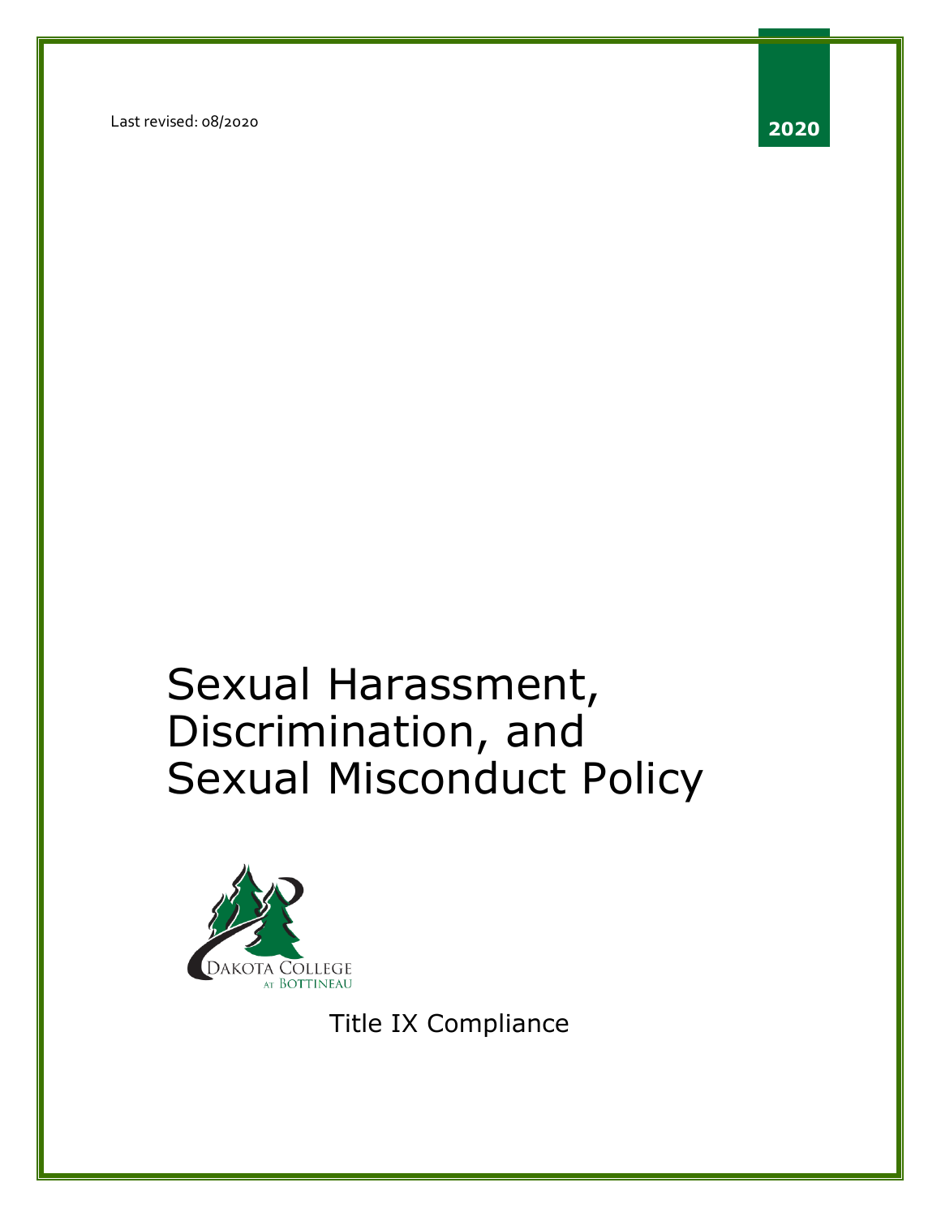Last revised: 08/2020

**2020**

# Sexual Harassment, Discrimination, and Sexual Misconduct Policy

DAKOTA COLLEGE AT BOTTINEAU

Title IX Compliance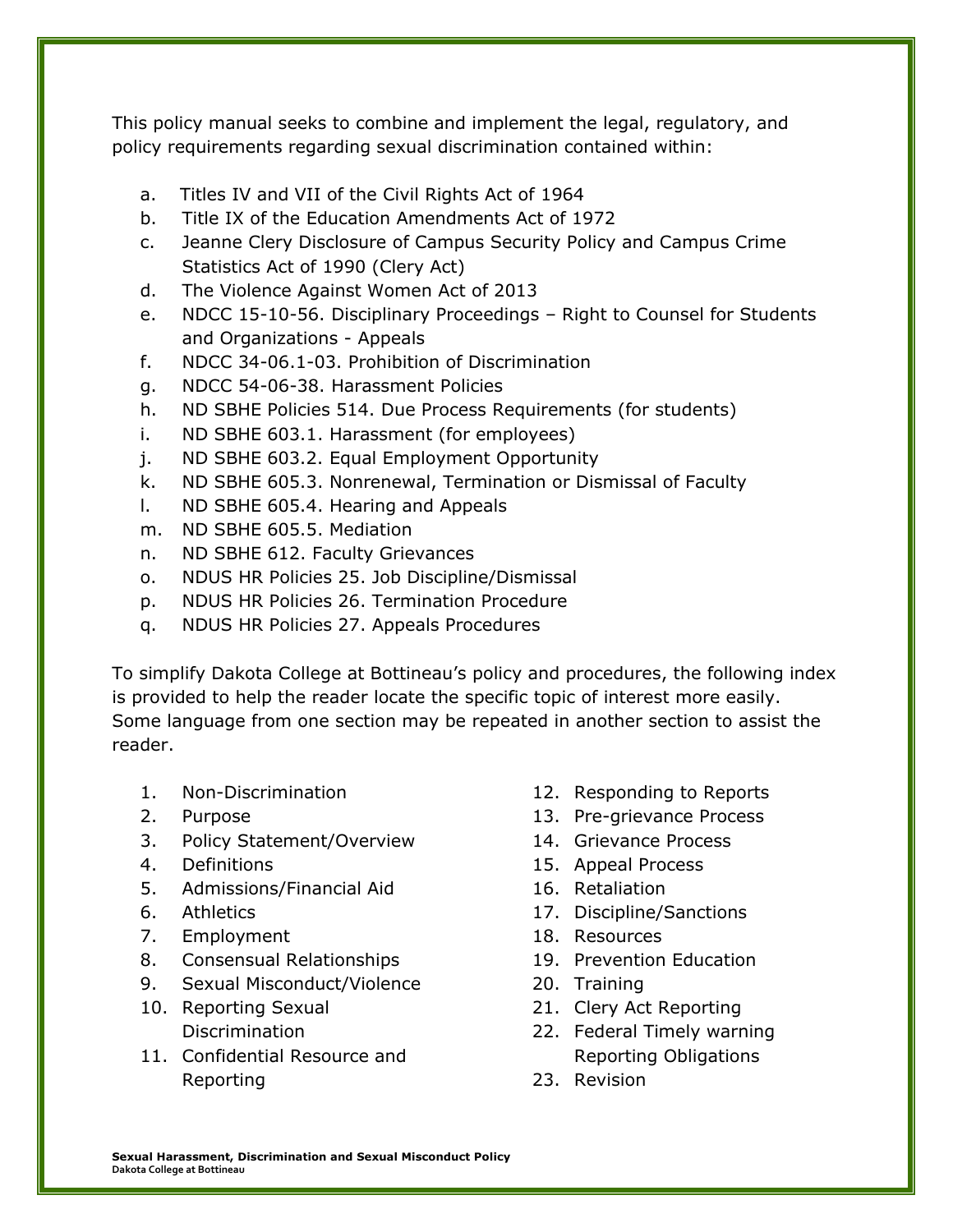This policy manual seeks to combine and implement the legal, regulatory, and policy requirements regarding sexual discrimination contained within:

a. Titles IV and VII of the Civil Rights Act of 1964
b. Title IX of the Education Amendments Act of 1972
c. Jeanne Clery Disclosure of Campus Security Policy and Campus Crime Statistics Act of 1990 (Clery Act)
d. The Violence Against Women Act of 2013
e. NDCC 15-10-56. Disciplinary Proceedings – Right to Counsel for Students and Organizations - Appeals
f. NDCC 34-06.1-03. Prohibition of Discrimination
g. NDCC 54-06-38. Harassment Policies
h. ND SBHE Policies 514. Due Process Requirements (for students)
i. ND SBHE 603.1. Harassment (for employees)
j. ND SBHE 603.2. Equal Employment Opportunity
k. ND SBHE 605.3. Nonrenewal, Termination or Dismissal of Faculty
l. ND SBHE 605.4. Hearing and Appeals
m. ND SBHE 605.5. Mediation
n. ND SBHE 612. Faculty Grievances
o. NDUS HR Policies 25. Job Discipline/Dismissal
p. NDUS HR Policies 26. Termination Procedure
q. NDUS HR Policies 27. Appeals Procedures

To simplify Dakota College at Bottineau's policy and procedures, the following index is provided to help the reader locate the specific topic of interest more easily. Some language from one section may be repeated in another section to assist the reader.

1. Non-Discrimination
2. Purpose
3. Policy Statement/Overview
4. Definitions
5. Admissions/Financial Aid
6. Athletics
7. Employment
8. Consensual Relationships
9. Sexual Misconduct/Violence
10. Reporting Sexual Discrimination
11. Confidential Resource and Reporting
12. Responding to Reports
13. Pre-grievance Process
14. Grievance Process
15. Appeal Process
16. Retaliation
17. Discipline/Sanctions
18. Resources
19. Prevention Education
20. Training
21. Clery Act Reporting
22. Federal Timely warning Reporting Obligations
23. Revision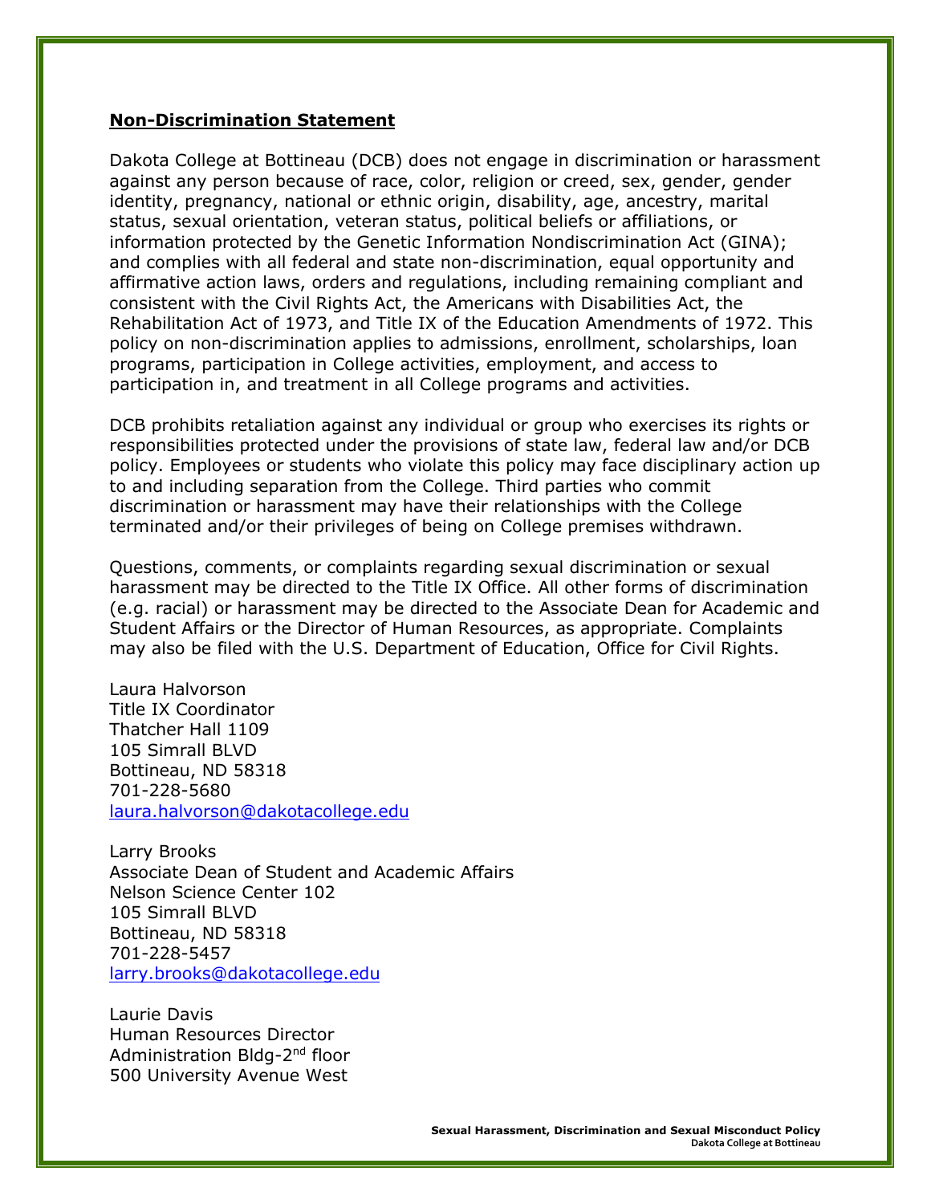## Non-Discrimination Statement

Dakota College at Bottineau (DCB) does not engage in discrimination or harassment against any person because of race, color, religion or creed, sex, gender, gender identity, pregnancy, national or ethnic origin, disability, age, ancestry, marital status, sexual orientation, veteran status, political beliefs or affiliations, or information protected by the Genetic Information Nondiscrimination Act (GINA); and complies with all federal and state non-discrimination, equal opportunity and affirmative action laws, orders and regulations, including remaining compliant and consistent with the Civil Rights Act, the Americans with Disabilities Act, the Rehabilitation Act of 1973, and Title IX of the Education Amendments of 1972. This policy on non-discrimination applies to admissions, enrollment, scholarships, loan programs, participation in College activities, employment, and access to participation in, and treatment in all College programs and activities.

DCB prohibits retaliation against any individual or group who exercises its rights or responsibilities protected under the provisions of state law, federal law and/or DCB policy. Employees or students who violate this policy may face disciplinary action up to and including separation from the College. Third parties who commit discrimination or harassment may have their relationships with the College terminated and/or their privileges of being on College premises withdrawn.

Questions, comments, or complaints regarding sexual discrimination or sexual harassment may be directed to the Title IX Office. All other forms of discrimination (e.g. racial) or harassment may be directed to the Associate Dean for Academic and Student Affairs or the Director of Human Resources, as appropriate. Complaints may also be filed with the U.S. Department of Education, Office for Civil Rights.

Laura Halvorson
Title IX Coordinator
Thatcher Hall 1109
105 Simrall BLVD
Bottineau, ND 58318
701-228-5680
laura.halvorson@dakotacollege.edu

Larry Brooks
Associate Dean of Student and Academic Affairs
Nelson Science Center 102
105 Simrall BLVD
Bottineau, ND 58318
701-228-5457
larry.brooks@dakotacollege.edu

Laurie Davis
Human Resources Director
Administration Bldg-2nd floor
500 University Avenue West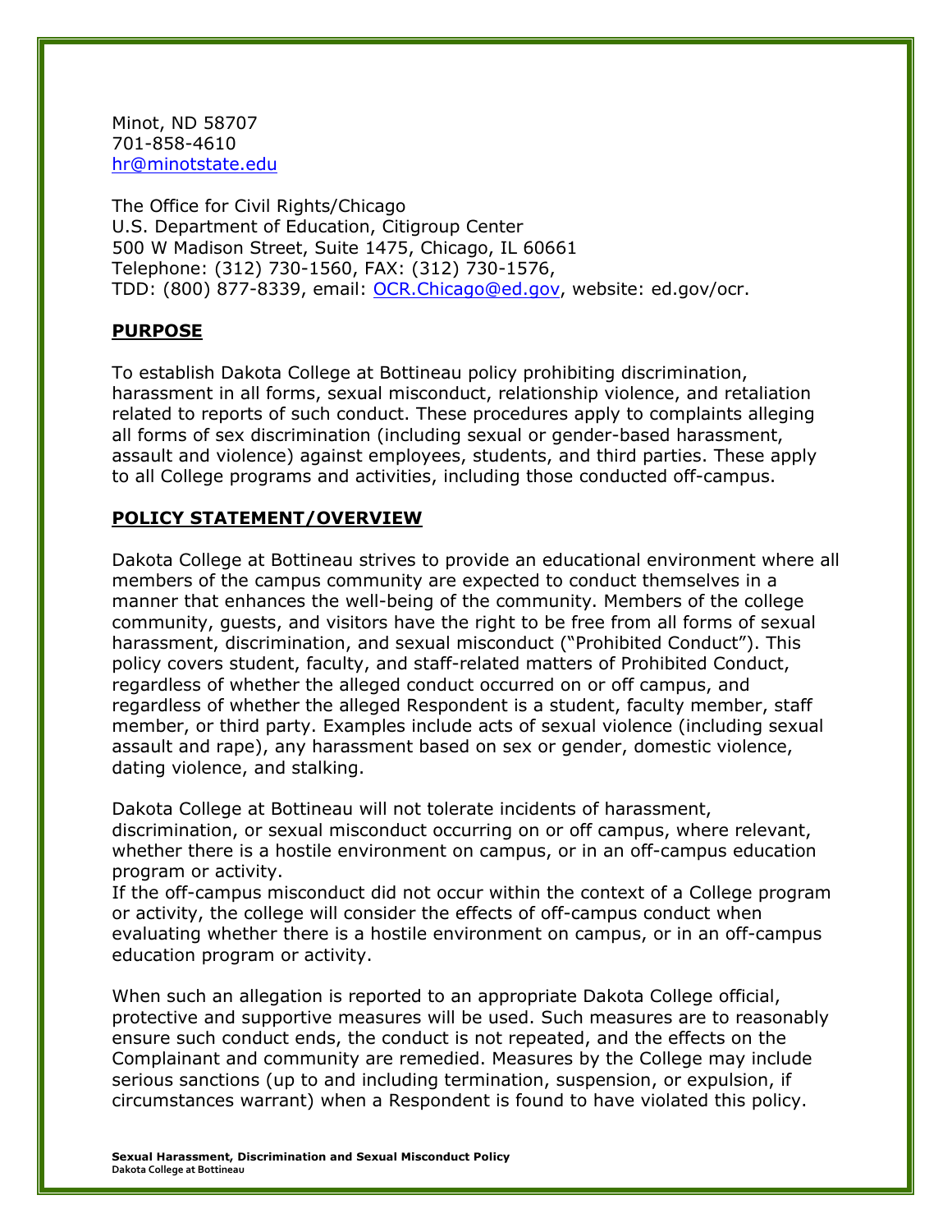Minot, ND 58707
701-858-4610
hr@minotstate.edu

The Office for Civil Rights/Chicago
U.S. Department of Education, Citigroup Center
500 W Madison Street, Suite 1475, Chicago, IL 60661
Telephone: (312) 730-1560, FAX: (312) 730-1576,
TDD: (800) 877-8339, email: OCR.Chicago@ed.gov, website: ed.gov/ocr.

## PURPOSE

To establish Dakota College at Bottineau policy prohibiting discrimination, harassment in all forms, sexual misconduct, relationship violence, and retaliation related to reports of such conduct. These procedures apply to complaints alleging all forms of sex discrimination (including sexual or gender-based harassment, assault and violence) against employees, students, and third parties. These apply to all College programs and activities, including those conducted off-campus.

## POLICY STATEMENT/OVERVIEW

Dakota College at Bottineau strives to provide an educational environment where all members of the campus community are expected to conduct themselves in a manner that enhances the well-being of the community. Members of the college community, guests, and visitors have the right to be free from all forms of sexual harassment, discrimination, and sexual misconduct ("Prohibited Conduct"). This policy covers student, faculty, and staff-related matters of Prohibited Conduct, regardless of whether the alleged conduct occurred on or off campus, and regardless of whether the alleged Respondent is a student, faculty member, staff member, or third party. Examples include acts of sexual violence (including sexual assault and rape), any harassment based on sex or gender, domestic violence, dating violence, and stalking.

Dakota College at Bottineau will not tolerate incidents of harassment, discrimination, or sexual misconduct occurring on or off campus, where relevant, whether there is a hostile environment on campus, or in an off-campus education program or activity.
If the off-campus misconduct did not occur within the context of a College program or activity, the college will consider the effects of off-campus conduct when evaluating whether there is a hostile environment on campus, or in an off-campus education program or activity.

When such an allegation is reported to an appropriate Dakota College official, protective and supportive measures will be used. Such measures are to reasonably ensure such conduct ends, the conduct is not repeated, and the effects on the Complainant and community are remedied. Measures by the College may include serious sanctions (up to and including termination, suspension, or expulsion, if circumstances warrant) when a Respondent is found to have violated this policy.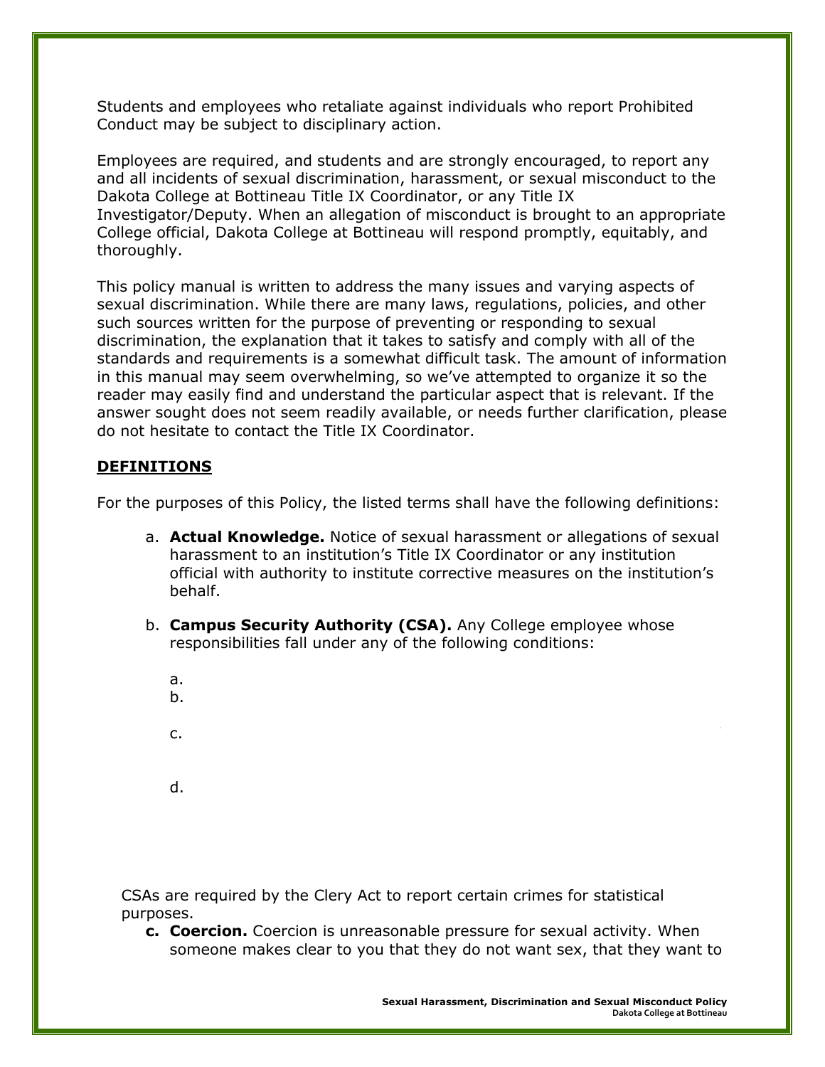Students and employees who retaliate against individuals who report Prohibited Conduct may be subject to disciplinary action.

Employees are required, and students and are strongly encouraged, to report any and all incidents of sexual discrimination, harassment, or sexual misconduct to the Dakota College at Bottineau Title IX Coordinator, or any Title IX Investigator/Deputy. When an allegation of misconduct is brought to an appropriate College official, Dakota College at Bottineau will respond promptly, equitably, and thoroughly.

This policy manual is written to address the many issues and varying aspects of sexual discrimination. While there are many laws, regulations, policies, and other such sources written for the purpose of preventing or responding to sexual discrimination, the explanation that it takes to satisfy and comply with all of the standards and requirements is a somewhat difficult task. The amount of information in this manual may seem overwhelming, so we've attempted to organize it so the reader may easily find and understand the particular aspect that is relevant. If the answer sought does not seem readily available, or needs further clarification, please do not hesitate to contact the Title IX Coordinator.

## DEFINITIONS

For the purposes of this Policy, the listed terms shall have the following definitions:

a. **Actual Knowledge.** Notice of sexual harassment or allegations of sexual harassment to an institution's Title IX Coordinator or any institution official with authority to institute corrective measures on the institution's behalf.

b. **Campus Security Authority (CSA).** Any College employee whose responsibilities fall under any of the following conditions:

    a.
    b.
    c.
    d.

CSAs are required by the Clery Act to report certain crimes for statistical purposes.

c. **Coercion.** Coercion is unreasonable pressure for sexual activity. When someone makes clear to you that they do not want sex, that they want to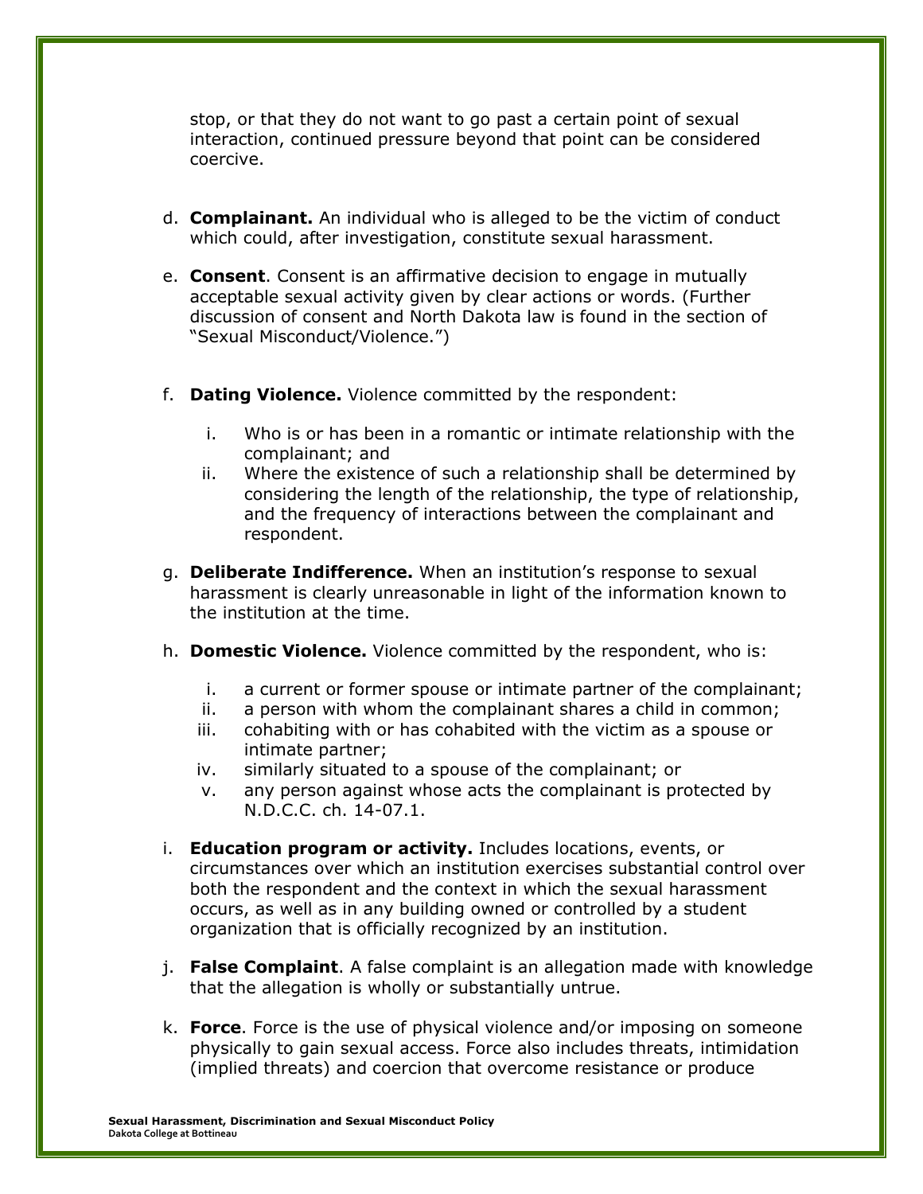stop, or that they do not want to go past a certain point of sexual interaction, continued pressure beyond that point can be considered coercive.

d. **Complainant.** An individual who is alleged to be the victim of conduct which could, after investigation, constitute sexual harassment.

e. **Consent**. Consent is an affirmative decision to engage in mutually acceptable sexual activity given by clear actions or words. (Further discussion of consent and North Dakota law is found in the section of "Sexual Misconduct/Violence.")

f. **Dating Violence.** Violence committed by the respondent:

   i. Who is or has been in a romantic or intimate relationship with the complainant; and
   ii. Where the existence of such a relationship shall be determined by considering the length of the relationship, the type of relationship, and the frequency of interactions between the complainant and respondent.

g. **Deliberate Indifference.** When an institution's response to sexual harassment is clearly unreasonable in light of the information known to the institution at the time.

h. **Domestic Violence.** Violence committed by the respondent, who is:

   i. a current or former spouse or intimate partner of the complainant;
   ii. a person with whom the complainant shares a child in common;
   iii. cohabiting with or has cohabited with the victim as a spouse or intimate partner;
   iv. similarly situated to a spouse of the complainant; or
   v. any person against whose acts the complainant is protected by N.D.C.C. ch. 14-07.1.

i. **Education program or activity.** Includes locations, events, or circumstances over which an institution exercises substantial control over both the respondent and the context in which the sexual harassment occurs, as well as in any building owned or controlled by a student organization that is officially recognized by an institution.

j. **False Complaint**. A false complaint is an allegation made with knowledge that the allegation is wholly or substantially untrue.

k. **Force**. Force is the use of physical violence and/or imposing on someone physically to gain sexual access. Force also includes threats, intimidation (implied threats) and coercion that overcome resistance or produce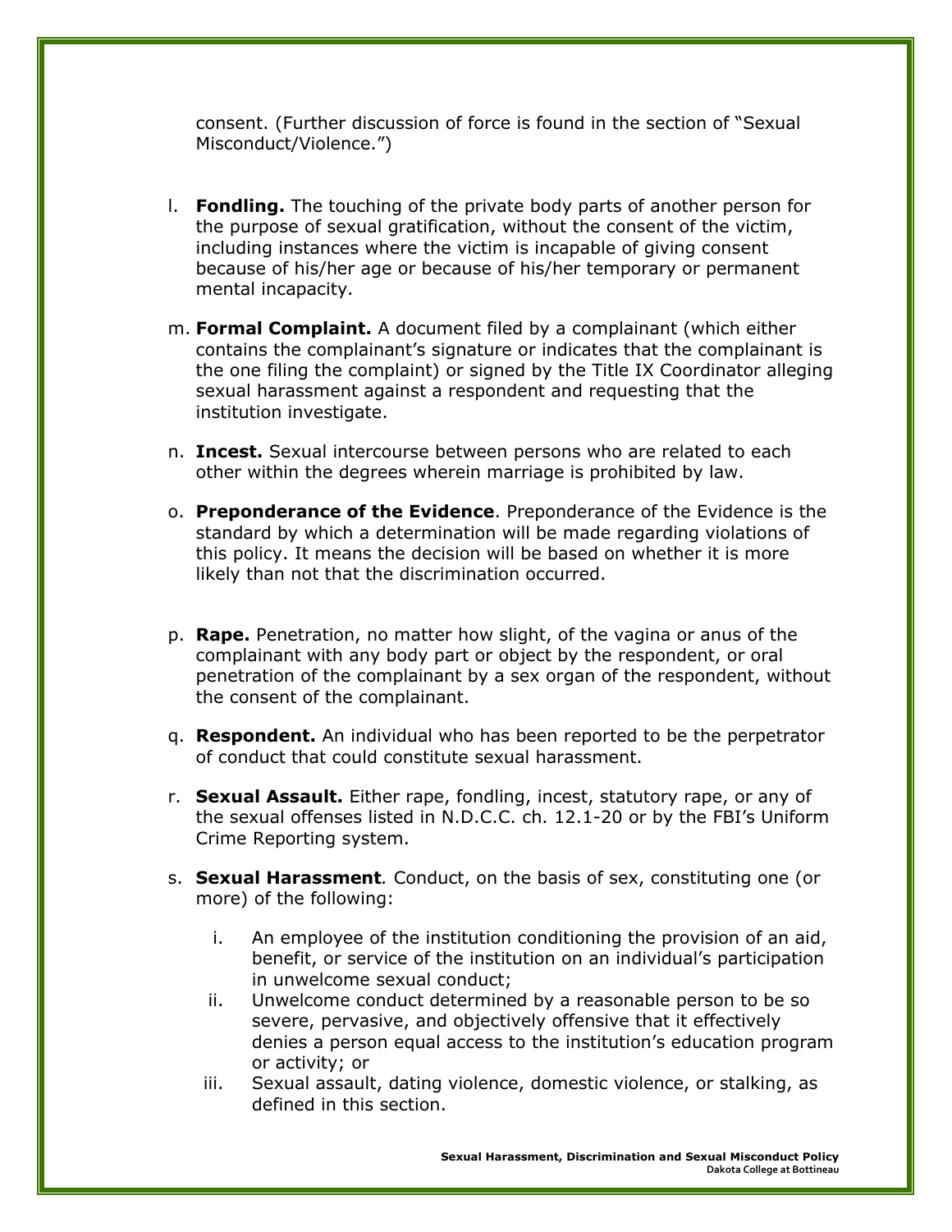consent. (Further discussion of force is found in the section of "Sexual Misconduct/Violence.")

l. **Fondling.** The touching of the private body parts of another person for the purpose of sexual gratification, without the consent of the victim, including instances where the victim is incapable of giving consent because of his/her age or because of his/her temporary or permanent mental incapacity.

m. **Formal Complaint.** A document filed by a complainant (which either contains the complainant's signature or indicates that the complainant is the one filing the complaint) or signed by the Title IX Coordinator alleging sexual harassment against a respondent and requesting that the institution investigate.

n. **Incest.** Sexual intercourse between persons who are related to each other within the degrees wherein marriage is prohibited by law.

o. **Preponderance of the Evidence**. Preponderance of the Evidence is the standard by which a determination will be made regarding violations of this policy. It means the decision will be based on whether it is more likely than not that the discrimination occurred.

p. **Rape.** Penetration, no matter how slight, of the vagina or anus of the complainant with any body part or object by the respondent, or oral penetration of the complainant by a sex organ of the respondent, without the consent of the complainant.

q. **Respondent.** An individual who has been reported to be the perpetrator of conduct that could constitute sexual harassment.

r. **Sexual Assault.** Either rape, fondling, incest, statutory rape, or any of the sexual offenses listed in N.D.C.C. ch. 12.1-20 or by the FBI's Uniform Crime Reporting system.

s. **Sexual Harassment***.* Conduct, on the basis of sex, constituting one (or more) of the following:

   i. An employee of the institution conditioning the provision of an aid, benefit, or service of the institution on an individual's participation in unwelcome sexual conduct;
   ii. Unwelcome conduct determined by a reasonable person to be so severe, pervasive, and objectively offensive that it effectively denies a person equal access to the institution's education program or activity; or
   iii. Sexual assault, dating violence, domestic violence, or stalking, as defined in this section.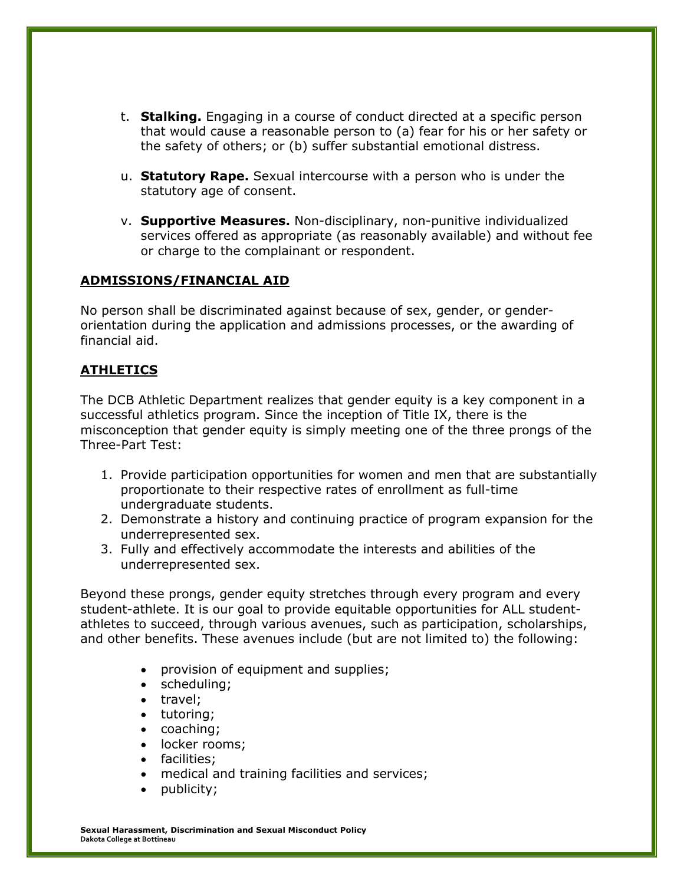t. **Stalking.** Engaging in a course of conduct directed at a specific person that would cause a reasonable person to (a) fear for his or her safety or the safety of others; or (b) suffer substantial emotional distress.

u. **Statutory Rape.** Sexual intercourse with a person who is under the statutory age of consent.

v. **Supportive Measures.** Non-disciplinary, non-punitive individualized services offered as appropriate (as reasonably available) and without fee or charge to the complainant or respondent.

## ADMISSIONS/FINANCIAL AID

No person shall be discriminated against because of sex, gender, or gender-orientation during the application and admissions processes, or the awarding of financial aid.

## ATHLETICS

The DCB Athletic Department realizes that gender equity is a key component in a successful athletics program. Since the inception of Title IX, there is the misconception that gender equity is simply meeting one of the three prongs of the Three-Part Test:

1. Provide participation opportunities for women and men that are substantially proportionate to their respective rates of enrollment as full-time undergraduate students.
2. Demonstrate a history and continuing practice of program expansion for the underrepresented sex.
3. Fully and effectively accommodate the interests and abilities of the underrepresented sex.

Beyond these prongs, gender equity stretches through every program and every student-athlete. It is our goal to provide equitable opportunities for ALL student-athletes to succeed, through various avenues, such as participation, scholarships, and other benefits. These avenues include (but are not limited to) the following:

- provision of equipment and supplies;
- scheduling;
- travel;
- tutoring;
- coaching;
- locker rooms;
- facilities;
- medical and training facilities and services;
- publicity;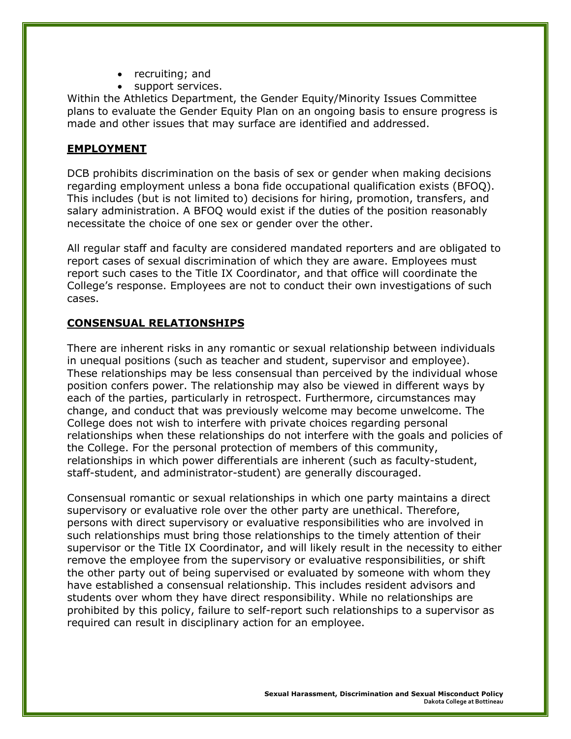- recruiting; and
- support services.

Within the Athletics Department, the Gender Equity/Minority Issues Committee plans to evaluate the Gender Equity Plan on an ongoing basis to ensure progress is made and other issues that may surface are identified and addressed.

## EMPLOYMENT

DCB prohibits discrimination on the basis of sex or gender when making decisions regarding employment unless a bona fide occupational qualification exists (BFOQ). This includes (but is not limited to) decisions for hiring, promotion, transfers, and salary administration. A BFOQ would exist if the duties of the position reasonably necessitate the choice of one sex or gender over the other.

All regular staff and faculty are considered mandated reporters and are obligated to report cases of sexual discrimination of which they are aware. Employees must report such cases to the Title IX Coordinator, and that office will coordinate the College's response. Employees are not to conduct their own investigations of such cases.

## CONSENSUAL RELATIONSHIPS

There are inherent risks in any romantic or sexual relationship between individuals in unequal positions (such as teacher and student, supervisor and employee). These relationships may be less consensual than perceived by the individual whose position confers power. The relationship may also be viewed in different ways by each of the parties, particularly in retrospect. Furthermore, circumstances may change, and conduct that was previously welcome may become unwelcome. The College does not wish to interfere with private choices regarding personal relationships when these relationships do not interfere with the goals and policies of the College. For the personal protection of members of this community, relationships in which power differentials are inherent (such as faculty-student, staff-student, and administrator-student) are generally discouraged.

Consensual romantic or sexual relationships in which one party maintains a direct supervisory or evaluative role over the other party are unethical. Therefore, persons with direct supervisory or evaluative responsibilities who are involved in such relationships must bring those relationships to the timely attention of their supervisor or the Title IX Coordinator, and will likely result in the necessity to either remove the employee from the supervisory or evaluative responsibilities, or shift the other party out of being supervised or evaluated by someone with whom they have established a consensual relationship. This includes resident advisors and students over whom they have direct responsibility. While no relationships are prohibited by this policy, failure to self-report such relationships to a supervisor as required can result in disciplinary action for an employee.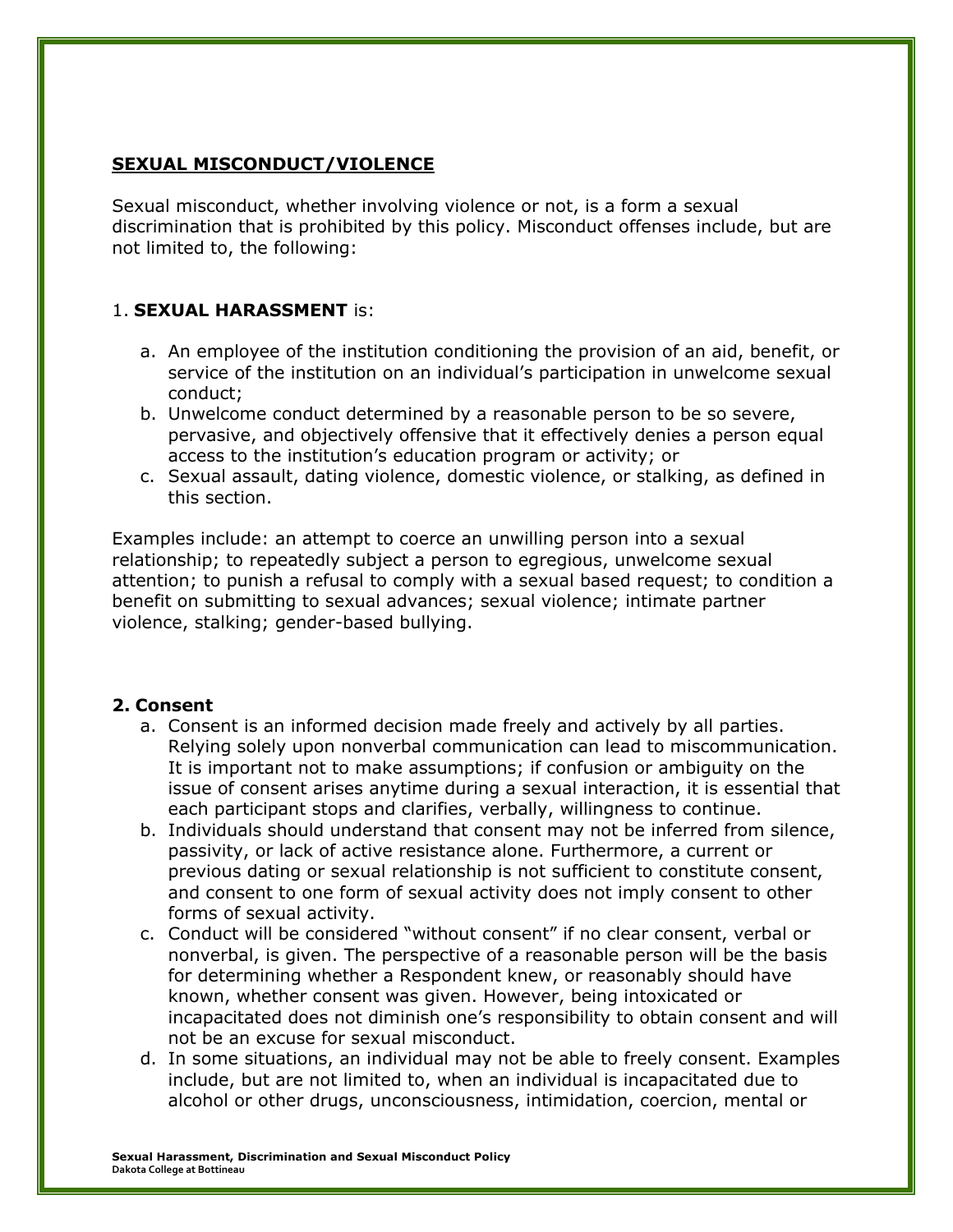## SEXUAL MISCONDUCT/VIOLENCE

Sexual misconduct, whether involving violence or not, is a form a sexual discrimination that is prohibited by this policy. Misconduct offenses include, but are not limited to, the following:

1. **SEXUAL HARASSMENT** is:

   a. An employee of the institution conditioning the provision of an aid, benefit, or service of the institution on an individual's participation in unwelcome sexual conduct;
   b. Unwelcome conduct determined by a reasonable person to be so severe, pervasive, and objectively offensive that it effectively denies a person equal access to the institution's education program or activity; or
   c. Sexual assault, dating violence, domestic violence, or stalking, as defined in this section.

Examples include: an attempt to coerce an unwilling person into a sexual relationship; to repeatedly subject a person to egregious, unwelcome sexual attention; to punish a refusal to comply with a sexual based request; to condition a benefit on submitting to sexual advances; sexual violence; intimate partner violence, stalking; gender-based bullying.

**2. Consent**

a. Consent is an informed decision made freely and actively by all parties. Relying solely upon nonverbal communication can lead to miscommunication. It is important not to make assumptions; if confusion or ambiguity on the issue of consent arises anytime during a sexual interaction, it is essential that each participant stops and clarifies, verbally, willingness to continue.

b. Individuals should understand that consent may not be inferred from silence, passivity, or lack of active resistance alone. Furthermore, a current or previous dating or sexual relationship is not sufficient to constitute consent, and consent to one form of sexual activity does not imply consent to other forms of sexual activity.

c. Conduct will be considered "without consent" if no clear consent, verbal or nonverbal, is given. The perspective of a reasonable person will be the basis for determining whether a Respondent knew, or reasonably should have known, whether consent was given. However, being intoxicated or incapacitated does not diminish one's responsibility to obtain consent and will not be an excuse for sexual misconduct.

d. In some situations, an individual may not be able to freely consent. Examples include, but are not limited to, when an individual is incapacitated due to alcohol or other drugs, unconsciousness, intimidation, coercion, mental or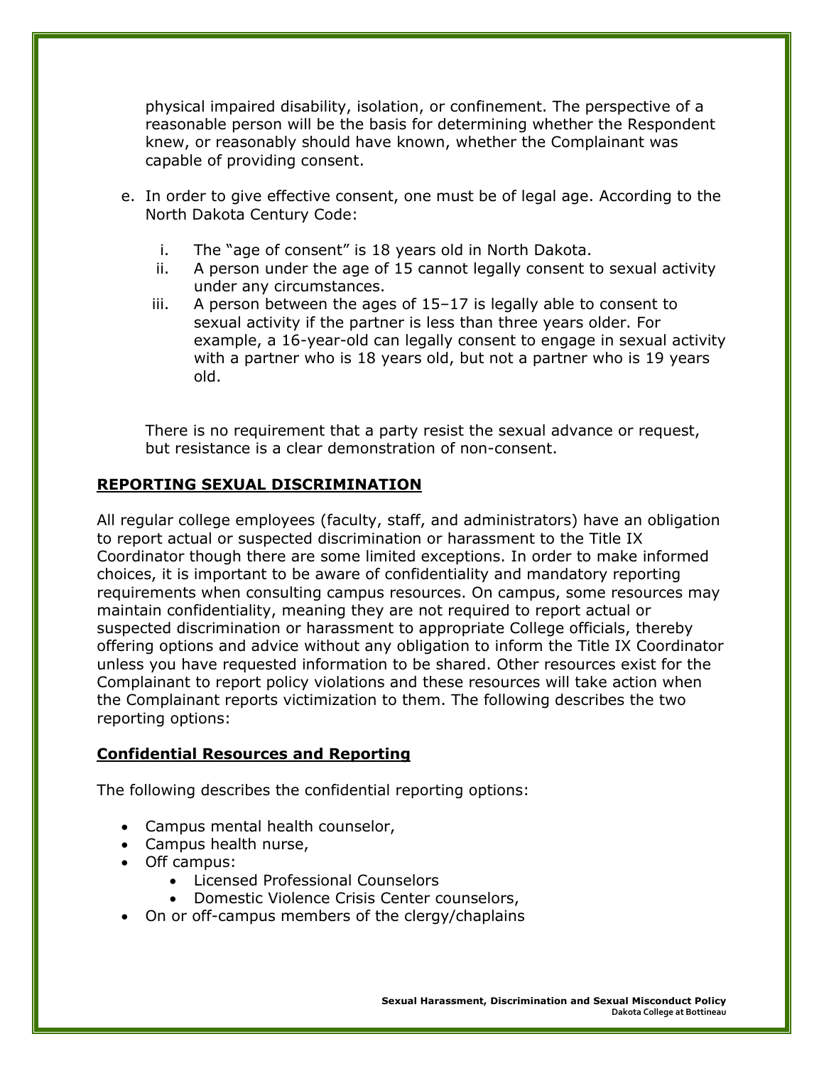physical impaired disability, isolation, or confinement. The perspective of a reasonable person will be the basis for determining whether the Respondent knew, or reasonably should have known, whether the Complainant was capable of providing consent.

e. In order to give effective consent, one must be of legal age. According to the North Dakota Century Code:

   i. The "age of consent" is 18 years old in North Dakota.
   ii. A person under the age of 15 cannot legally consent to sexual activity under any circumstances.
   iii. A person between the ages of 15–17 is legally able to consent to sexual activity if the partner is less than three years older. For example, a 16-year-old can legally consent to engage in sexual activity with a partner who is 18 years old, but not a partner who is 19 years old.

There is no requirement that a party resist the sexual advance or request, but resistance is a clear demonstration of non-consent.

## **REPORTING SEXUAL DISCRIMINATION**

All regular college employees (faculty, staff, and administrators) have an obligation to report actual or suspected discrimination or harassment to the Title IX Coordinator though there are some limited exceptions. In order to make informed choices, it is important to be aware of confidentiality and mandatory reporting requirements when consulting campus resources. On campus, some resources may maintain confidentiality, meaning they are not required to report actual or suspected discrimination or harassment to appropriate College officials, thereby offering options and advice without any obligation to inform the Title IX Coordinator unless you have requested information to be shared. Other resources exist for the Complainant to report policy violations and these resources will take action when the Complainant reports victimization to them. The following describes the two reporting options:

### **Confidential Resources and Reporting**

The following describes the confidential reporting options:

- Campus mental health counselor,
- Campus health nurse,
- Off campus:
  - Licensed Professional Counselors
  - Domestic Violence Crisis Center counselors,
- On or off-campus members of the clergy/chaplains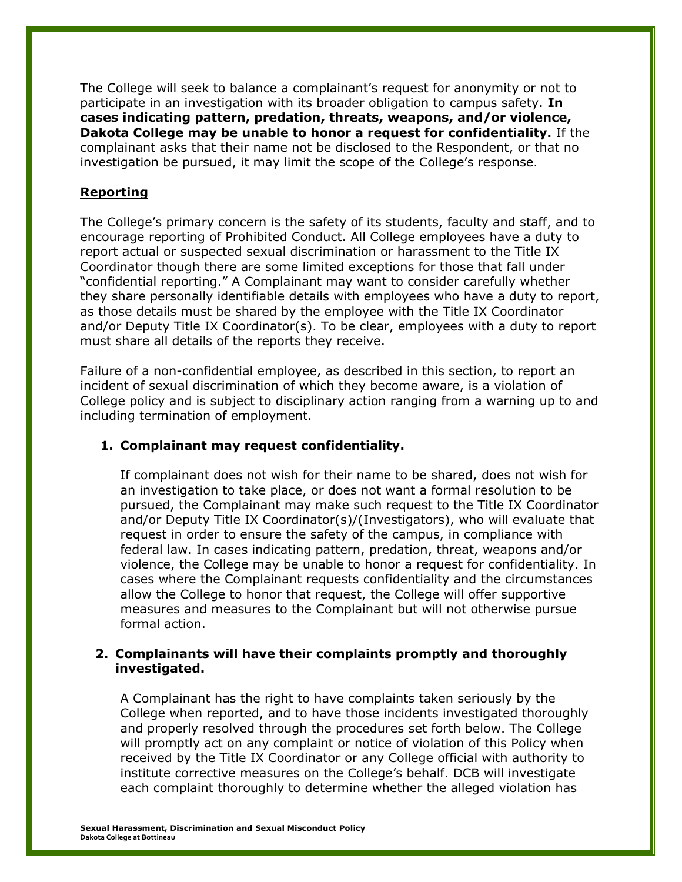The College will seek to balance a complainant's request for anonymity or not to participate in an investigation with its broader obligation to campus safety. **In cases indicating pattern, predation, threats, weapons, and/or violence, Dakota College may be unable to honor a request for confidentiality.** If the complainant asks that their name not be disclosed to the Respondent, or that no investigation be pursued, it may limit the scope of the College's response.

## Reporting

The College's primary concern is the safety of its students, faculty and staff, and to encourage reporting of Prohibited Conduct. All College employees have a duty to report actual or suspected sexual discrimination or harassment to the Title IX Coordinator though there are some limited exceptions for those that fall under "confidential reporting." A Complainant may want to consider carefully whether they share personally identifiable details with employees who have a duty to report, as those details must be shared by the employee with the Title IX Coordinator and/or Deputy Title IX Coordinator(s). To be clear, employees with a duty to report must share all details of the reports they receive.

Failure of a non-confidential employee, as described in this section, to report an incident of sexual discrimination of which they become aware, is a violation of College policy and is subject to disciplinary action ranging from a warning up to and including termination of employment.

1. **Complainant may request confidentiality.**

   If complainant does not wish for their name to be shared, does not wish for an investigation to take place, or does not want a formal resolution to be pursued, the Complainant may make such request to the Title IX Coordinator and/or Deputy Title IX Coordinator(s)/(Investigators), who will evaluate that request in order to ensure the safety of the campus, in compliance with federal law. In cases indicating pattern, predation, threat, weapons and/or violence, the College may be unable to honor a request for confidentiality. In cases where the Complainant requests confidentiality and the circumstances allow the College to honor that request, the College will offer supportive measures and measures to the Complainant but will not otherwise pursue formal action.

2. **Complainants will have their complaints promptly and thoroughly investigated.**

   A Complainant has the right to have complaints taken seriously by the College when reported, and to have those incidents investigated thoroughly and properly resolved through the procedures set forth below. The College will promptly act on any complaint or notice of violation of this Policy when received by the Title IX Coordinator or any College official with authority to institute corrective measures on the College's behalf. DCB will investigate each complaint thoroughly to determine whether the alleged violation has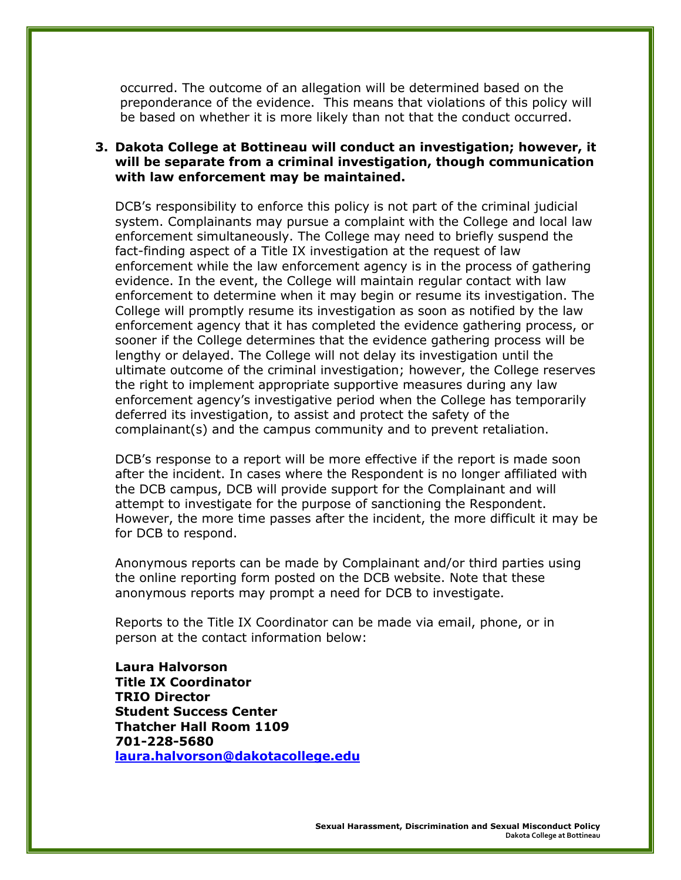occurred. The outcome of an allegation will be determined based on the preponderance of the evidence. This means that violations of this policy will be based on whether it is more likely than not that the conduct occurred.

**3. Dakota College at Bottineau will conduct an investigation; however, it will be separate from a criminal investigation, though communication with law enforcement may be maintained.**

DCB's responsibility to enforce this policy is not part of the criminal judicial system. Complainants may pursue a complaint with the College and local law enforcement simultaneously. The College may need to briefly suspend the fact-finding aspect of a Title IX investigation at the request of law enforcement while the law enforcement agency is in the process of gathering evidence. In the event, the College will maintain regular contact with law enforcement to determine when it may begin or resume its investigation. The College will promptly resume its investigation as soon as notified by the law enforcement agency that it has completed the evidence gathering process, or sooner if the College determines that the evidence gathering process will be lengthy or delayed. The College will not delay its investigation until the ultimate outcome of the criminal investigation; however, the College reserves the right to implement appropriate supportive measures during any law enforcement agency's investigative period when the College has temporarily deferred its investigation, to assist and protect the safety of the complainant(s) and the campus community and to prevent retaliation.

DCB's response to a report will be more effective if the report is made soon after the incident. In cases where the Respondent is no longer affiliated with the DCB campus, DCB will provide support for the Complainant and will attempt to investigate for the purpose of sanctioning the Respondent. However, the more time passes after the incident, the more difficult it may be for DCB to respond.

Anonymous reports can be made by Complainant and/or third parties using the online reporting form posted on the DCB website. Note that these anonymous reports may prompt a need for DCB to investigate.

Reports to the Title IX Coordinator can be made via email, phone, or in person at the contact information below:

**Laura Halvorson**
**Title IX Coordinator**
**TRIO Director**
**Student Success Center**
**Thatcher Hall Room 1109**
**701-228-5680**
**laura.halvorson@dakotacollege.edu**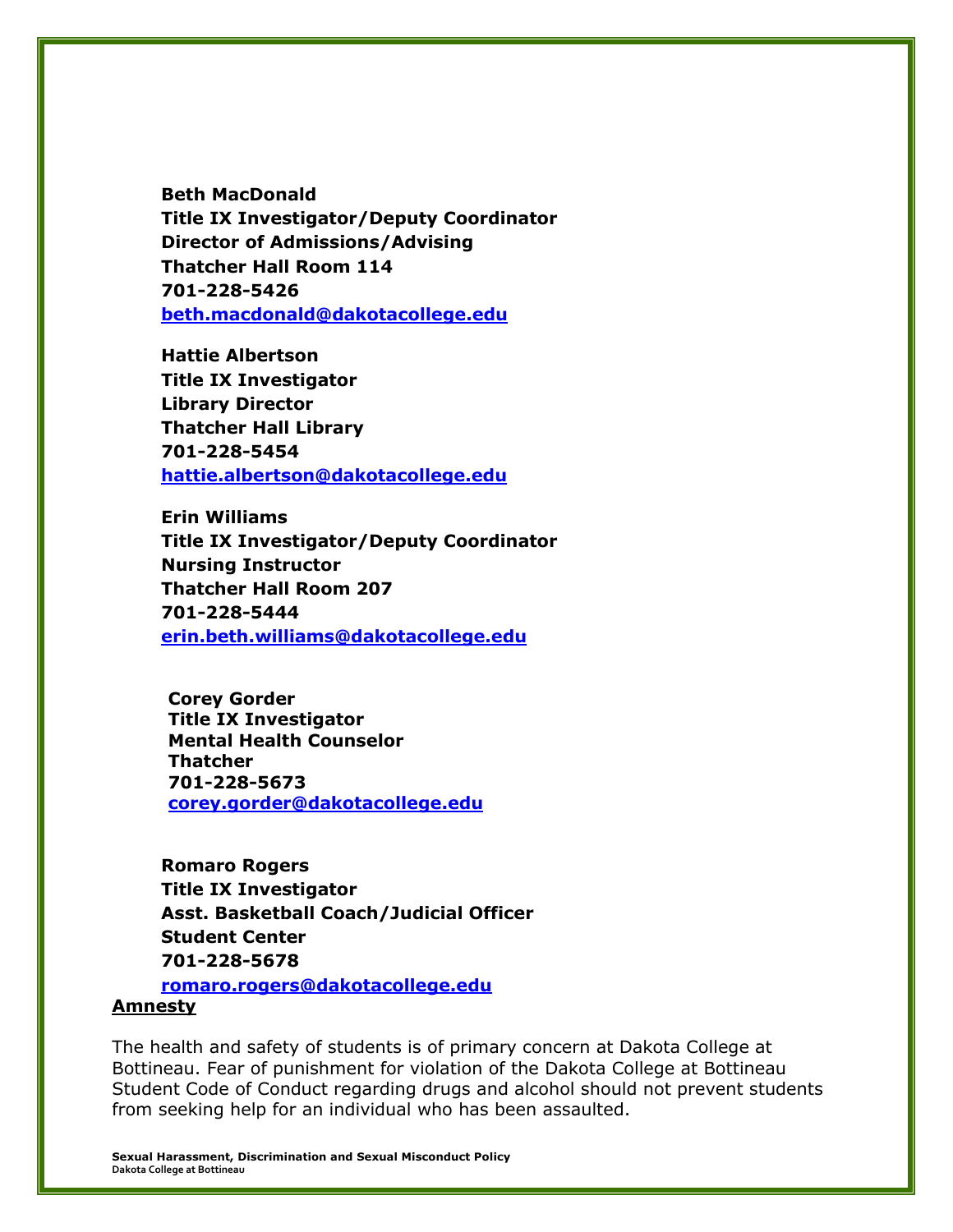**Beth MacDonald**
**Title IX Investigator/Deputy Coordinator**
**Director of Admissions/Advising**
**Thatcher Hall Room 114**
**701-228-5426**
**beth.macdonald@dakotacollege.edu**

**Hattie Albertson**
**Title IX Investigator**
**Library Director**
**Thatcher Hall Library**
**701-228-5454**
**hattie.albertson@dakotacollege.edu**

**Erin Williams**
**Title IX Investigator/Deputy Coordinator**
**Nursing Instructor**
**Thatcher Hall Room 207**
**701-228-5444**
**erin.beth.williams@dakotacollege.edu**

**Corey Gorder**
**Title IX Investigator**
**Mental Health Counselor**
**Thatcher**
**701-228-5673**
**corey.gorder@dakotacollege.edu**

**Romaro Rogers**
**Title IX Investigator**
**Asst. Basketball Coach/Judicial Officer**
**Student Center**
**701-228-5678**
**romaro.rogers@dakotacollege.edu**

## Amnesty

The health and safety of students is of primary concern at Dakota College at Bottineau. Fear of punishment for violation of the Dakota College at Bottineau Student Code of Conduct regarding drugs and alcohol should not prevent students from seeking help for an individual who has been assaulted.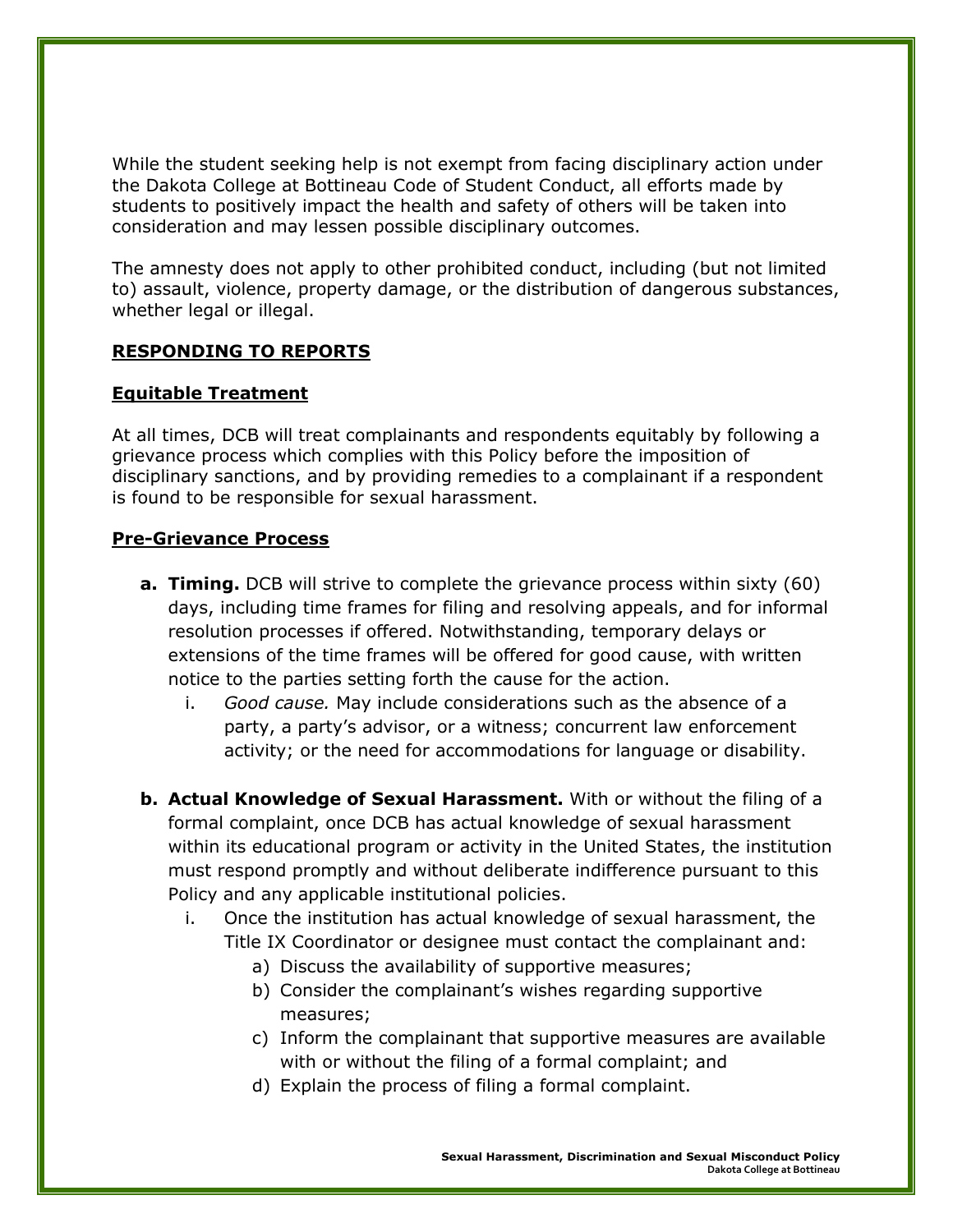While the student seeking help is not exempt from facing disciplinary action under the Dakota College at Bottineau Code of Student Conduct, all efforts made by students to positively impact the health and safety of others will be taken into consideration and may lessen possible disciplinary outcomes.

The amnesty does not apply to other prohibited conduct, including (but not limited to) assault, violence, property damage, or the distribution of dangerous substances, whether legal or illegal.

## RESPONDING TO REPORTS

### Equitable Treatment

At all times, DCB will treat complainants and respondents equitably by following a grievance process which complies with this Policy before the imposition of disciplinary sanctions, and by providing remedies to a complainant if a respondent is found to be responsible for sexual harassment.

### Pre-Grievance Process

**a. Timing.** DCB will strive to complete the grievance process within sixty (60) days, including time frames for filing and resolving appeals, and for informal resolution processes if offered. Notwithstanding, temporary delays or extensions of the time frames will be offered for good cause, with written notice to the parties setting forth the cause for the action.

   i. *Good cause.* May include considerations such as the absence of a party, a party's advisor, or a witness; concurrent law enforcement activity; or the need for accommodations for language or disability.

**b. Actual Knowledge of Sexual Harassment.** With or without the filing of a formal complaint, once DCB has actual knowledge of sexual harassment within its educational program or activity in the United States, the institution must respond promptly and without deliberate indifference pursuant to this Policy and any applicable institutional policies.

   i. Once the institution has actual knowledge of sexual harassment, the Title IX Coordinator or designee must contact the complainant and:

      a) Discuss the availability of supportive measures;
      b) Consider the complainant's wishes regarding supportive measures;
      c) Inform the complainant that supportive measures are available with or without the filing of a formal complaint; and
      d) Explain the process of filing a formal complaint.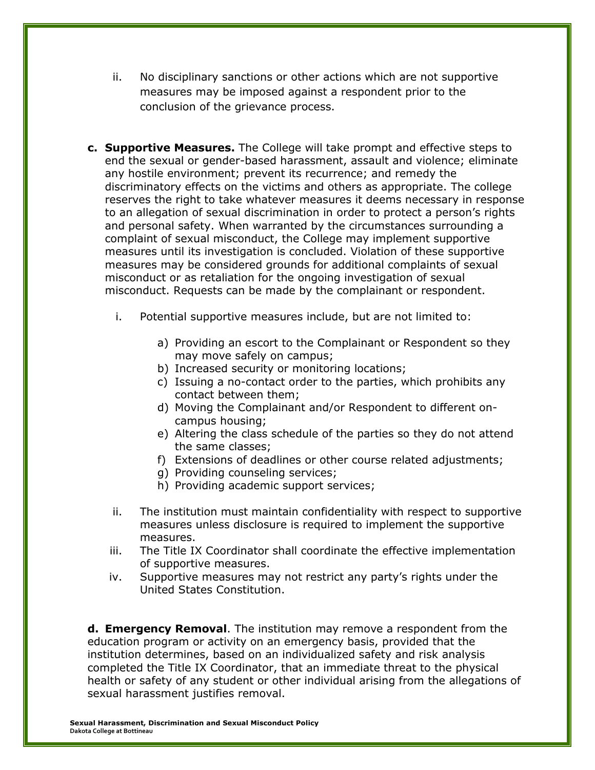ii. No disciplinary sanctions or other actions which are not supportive measures may be imposed against a respondent prior to the conclusion of the grievance process.

**c. Supportive Measures.** The College will take prompt and effective steps to end the sexual or gender-based harassment, assault and violence; eliminate any hostile environment; prevent its recurrence; and remedy the discriminatory effects on the victims and others as appropriate. The college reserves the right to take whatever measures it deems necessary in response to an allegation of sexual discrimination in order to protect a person's rights and personal safety. When warranted by the circumstances surrounding a complaint of sexual misconduct, the College may implement supportive measures until its investigation is concluded. Violation of these supportive measures may be considered grounds for additional complaints of sexual misconduct or as retaliation for the ongoing investigation of sexual misconduct. Requests can be made by the complainant or respondent.

i. Potential supportive measures include, but are not limited to:

a) Providing an escort to the Complainant or Respondent so they may move safely on campus;
b) Increased security or monitoring locations;
c) Issuing a no-contact order to the parties, which prohibits any contact between them;
d) Moving the Complainant and/or Respondent to different on-campus housing;
e) Altering the class schedule of the parties so they do not attend the same classes;
f) Extensions of deadlines or other course related adjustments;
g) Providing counseling services;
h) Providing academic support services;

ii. The institution must maintain confidentiality with respect to supportive measures unless disclosure is required to implement the supportive measures.

iii. The Title IX Coordinator shall coordinate the effective implementation of supportive measures.

iv. Supportive measures may not restrict any party's rights under the United States Constitution.

**d. Emergency Removal**. The institution may remove a respondent from the education program or activity on an emergency basis, provided that the institution determines, based on an individualized safety and risk analysis completed the Title IX Coordinator, that an immediate threat to the physical health or safety of any student or other individual arising from the allegations of sexual harassment justifies removal.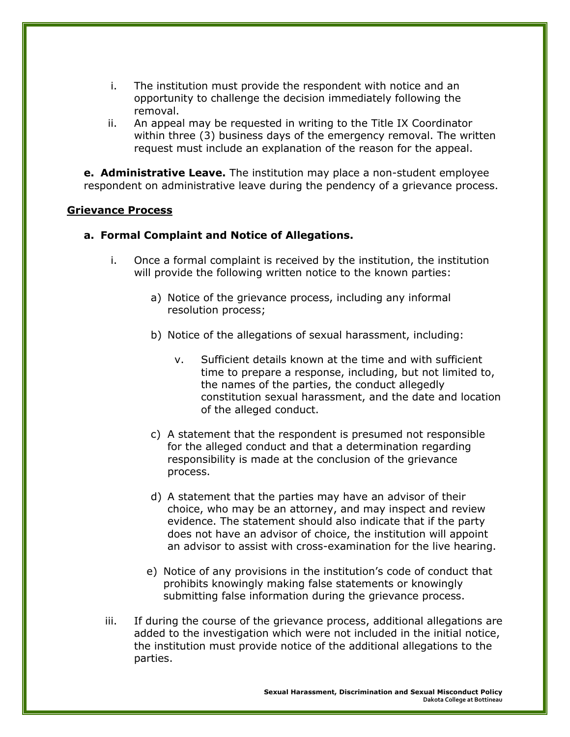i. The institution must provide the respondent with notice and an opportunity to challenge the decision immediately following the removal.

ii. An appeal may be requested in writing to the Title IX Coordinator within three (3) business days of the emergency removal. The written request must include an explanation of the reason for the appeal.

**e. Administrative Leave.** The institution may place a non-student employee respondent on administrative leave during the pendency of a grievance process.

**Grievance Process**

**a. Formal Complaint and Notice of Allegations.**

i. Once a formal complaint is received by the institution, the institution will provide the following written notice to the known parties:

a) Notice of the grievance process, including any informal resolution process;

b) Notice of the allegations of sexual harassment, including:

v. Sufficient details known at the time and with sufficient time to prepare a response, including, but not limited to, the names of the parties, the conduct allegedly constitution sexual harassment, and the date and location of the alleged conduct.

c) A statement that the respondent is presumed not responsible for the alleged conduct and that a determination regarding responsibility is made at the conclusion of the grievance process.

d) A statement that the parties may have an advisor of their choice, who may be an attorney, and may inspect and review evidence. The statement should also indicate that if the party does not have an advisor of choice, the institution will appoint an advisor to assist with cross-examination for the live hearing.

e) Notice of any provisions in the institution's code of conduct that prohibits knowingly making false statements or knowingly submitting false information during the grievance process.

iii. If during the course of the grievance process, additional allegations are added to the investigation which were not included in the initial notice, the institution must provide notice of the additional allegations to the parties.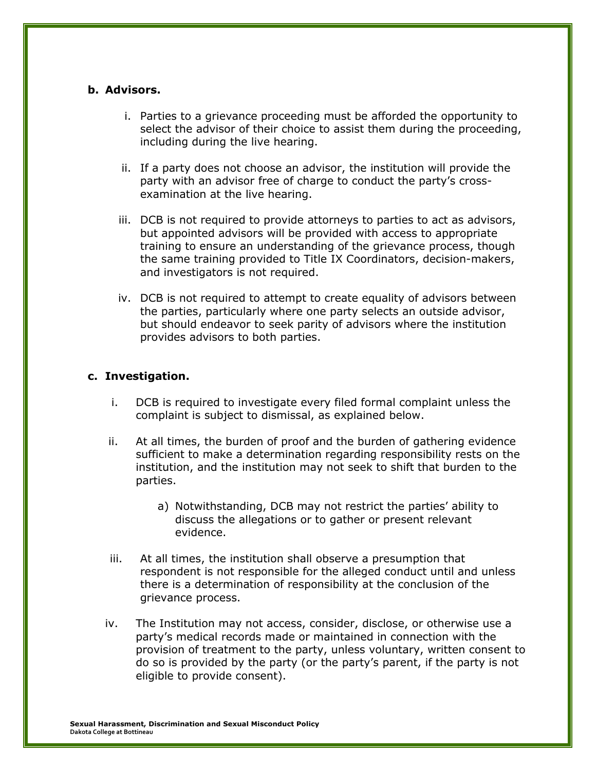**b. Advisors.**

i. Parties to a grievance proceeding must be afforded the opportunity to select the advisor of their choice to assist them during the proceeding, including during the live hearing.

ii. If a party does not choose an advisor, the institution will provide the party with an advisor free of charge to conduct the party's cross-examination at the live hearing.

iii. DCB is not required to provide attorneys to parties to act as advisors, but appointed advisors will be provided with access to appropriate training to ensure an understanding of the grievance process, though the same training provided to Title IX Coordinators, decision-makers, and investigators is not required.

iv. DCB is not required to attempt to create equality of advisors between the parties, particularly where one party selects an outside advisor, but should endeavor to seek parity of advisors where the institution provides advisors to both parties.

**c. Investigation.**

i. DCB is required to investigate every filed formal complaint unless the complaint is subject to dismissal, as explained below.

ii. At all times, the burden of proof and the burden of gathering evidence sufficient to make a determination regarding responsibility rests on the institution, and the institution may not seek to shift that burden to the parties.

   a) Notwithstanding, DCB may not restrict the parties' ability to discuss the allegations or to gather or present relevant evidence.

iii. At all times, the institution shall observe a presumption that respondent is not responsible for the alleged conduct until and unless there is a determination of responsibility at the conclusion of the grievance process.

iv. The Institution may not access, consider, disclose, or otherwise use a party's medical records made or maintained in connection with the provision of treatment to the party, unless voluntary, written consent to do so is provided by the party (or the party's parent, if the party is not eligible to provide consent).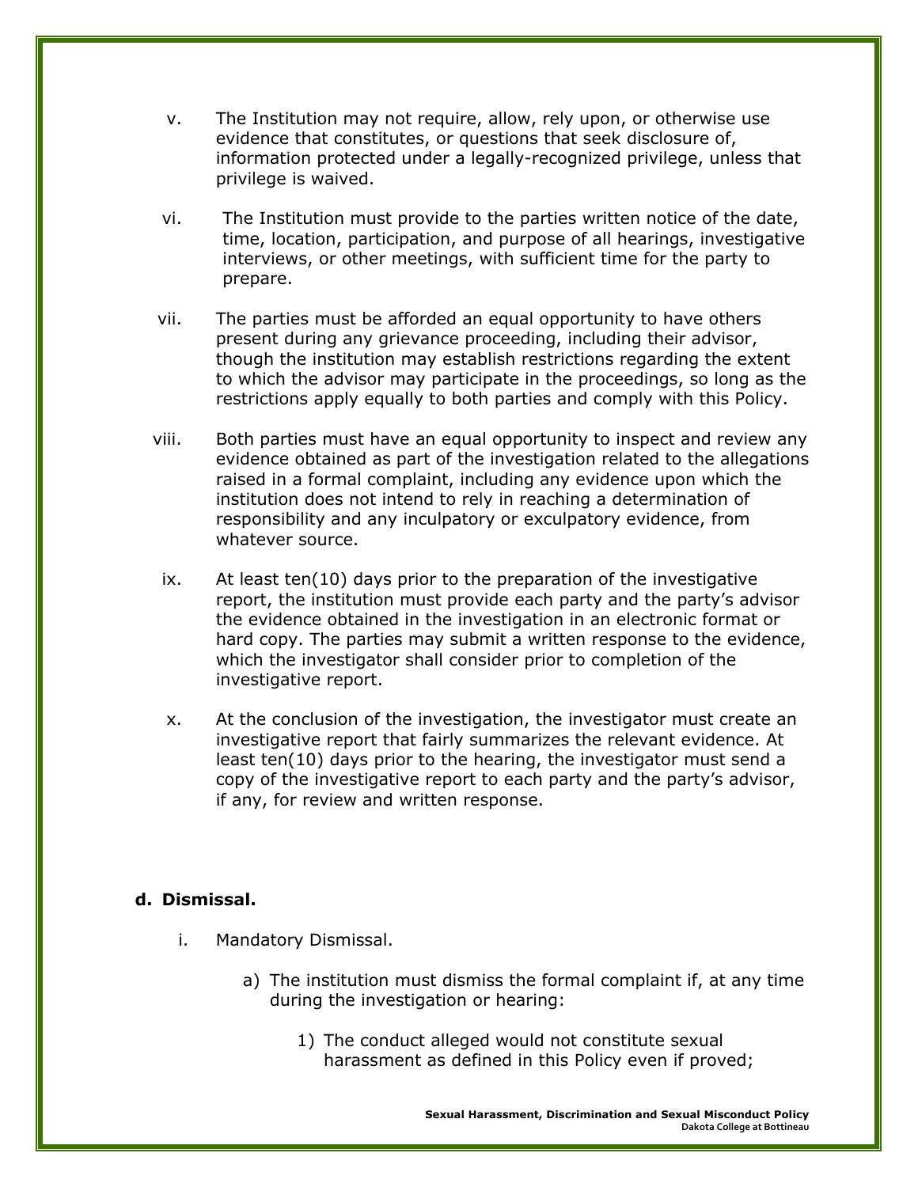v. The Institution may not require, allow, rely upon, or otherwise use evidence that constitutes, or questions that seek disclosure of, information protected under a legally-recognized privilege, unless that privilege is waived.

vi. The Institution must provide to the parties written notice of the date, time, location, participation, and purpose of all hearings, investigative interviews, or other meetings, with sufficient time for the party to prepare.

vii. The parties must be afforded an equal opportunity to have others present during any grievance proceeding, including their advisor, though the institution may establish restrictions regarding the extent to which the advisor may participate in the proceedings, so long as the restrictions apply equally to both parties and comply with this Policy.

viii. Both parties must have an equal opportunity to inspect and review any evidence obtained as part of the investigation related to the allegations raised in a formal complaint, including any evidence upon which the institution does not intend to rely in reaching a determination of responsibility and any inculpatory or exculpatory evidence, from whatever source.

ix. At least ten(10) days prior to the preparation of the investigative report, the institution must provide each party and the party's advisor the evidence obtained in the investigation in an electronic format or hard copy. The parties may submit a written response to the evidence, which the investigator shall consider prior to completion of the investigative report.

x. At the conclusion of the investigation, the investigator must create an investigative report that fairly summarizes the relevant evidence. At least ten(10) days prior to the hearing, the investigator must send a copy of the investigative report to each party and the party's advisor, if any, for review and written response.

**d. Dismissal.**

i. Mandatory Dismissal.

a) The institution must dismiss the formal complaint if, at any time during the investigation or hearing:

1) The conduct alleged would not constitute sexual harassment as defined in this Policy even if proved;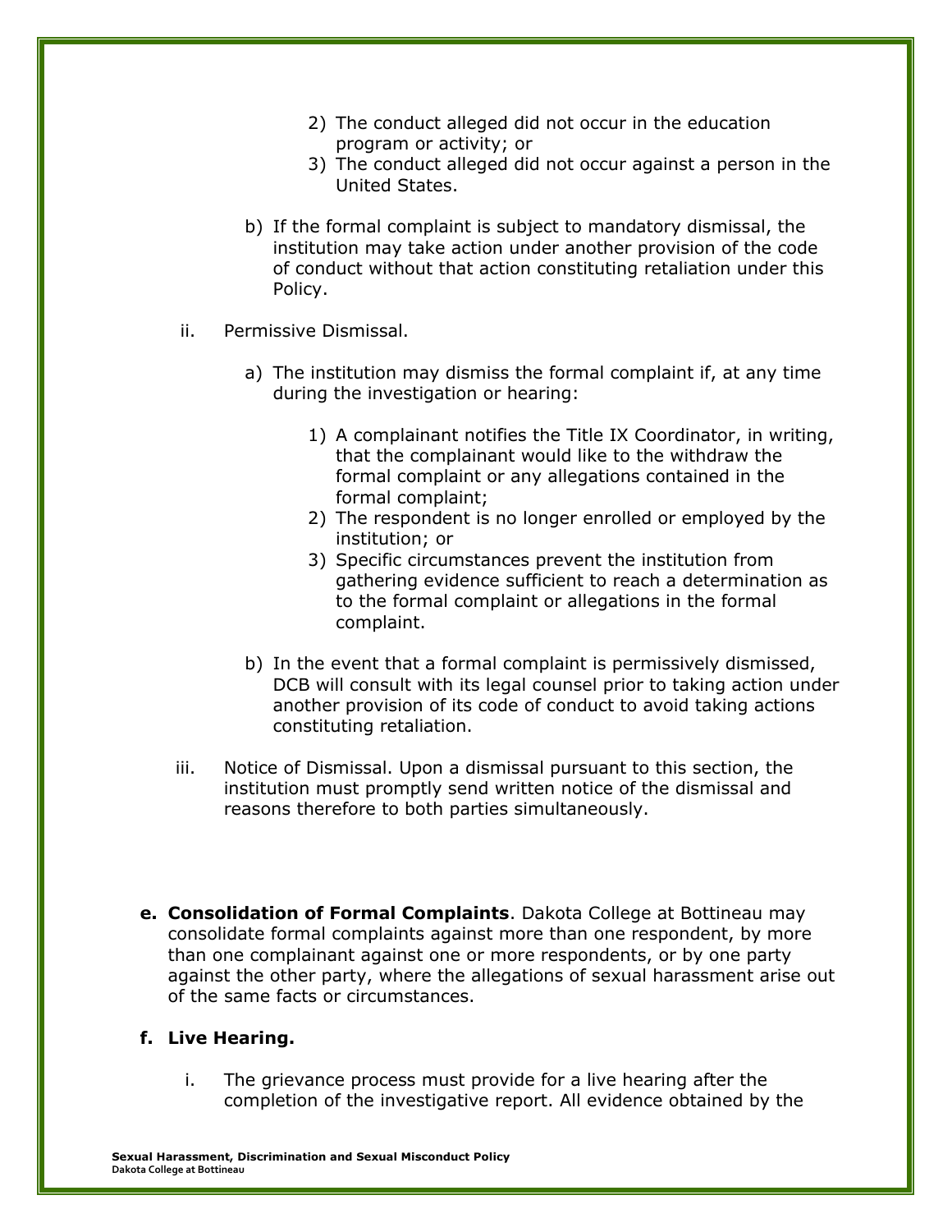2) The conduct alleged did not occur in the education program or activity; or
3) The conduct alleged did not occur against a person in the United States.

b) If the formal complaint is subject to mandatory dismissal, the institution may take action under another provision of the code of conduct without that action constituting retaliation under this Policy.

ii. Permissive Dismissal.

a) The institution may dismiss the formal complaint if, at any time during the investigation or hearing:

1) A complainant notifies the Title IX Coordinator, in writing, that the complainant would like to the withdraw the formal complaint or any allegations contained in the formal complaint;
2) The respondent is no longer enrolled or employed by the institution; or
3) Specific circumstances prevent the institution from gathering evidence sufficient to reach a determination as to the formal complaint or allegations in the formal complaint.

b) In the event that a formal complaint is permissively dismissed, DCB will consult with its legal counsel prior to taking action under another provision of its code of conduct to avoid taking actions constituting retaliation.

iii. Notice of Dismissal. Upon a dismissal pursuant to this section, the institution must promptly send written notice of the dismissal and reasons therefore to both parties simultaneously.

**e. Consolidation of Formal Complaints**. Dakota College at Bottineau may consolidate formal complaints against more than one respondent, by more than one complainant against one or more respondents, or by one party against the other party, where the allegations of sexual harassment arise out of the same facts or circumstances.

**f. Live Hearing.**

i. The grievance process must provide for a live hearing after the completion of the investigative report. All evidence obtained by the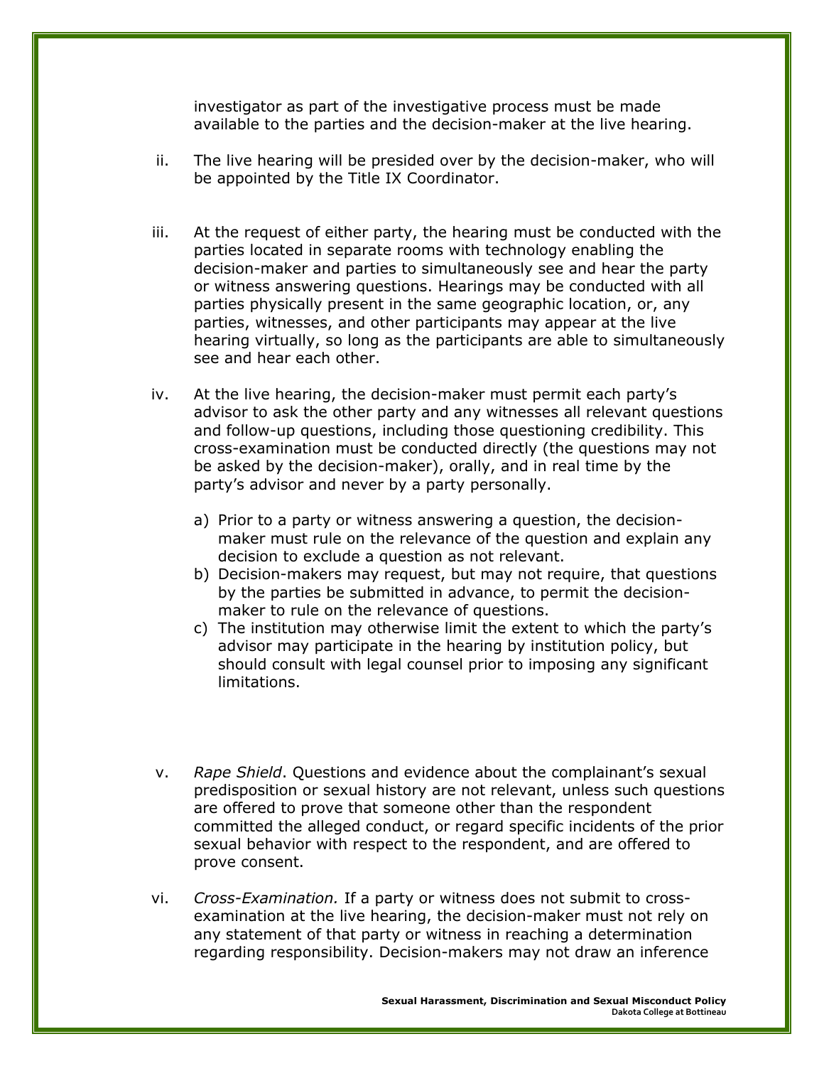investigator as part of the investigative process must be made available to the parties and the decision-maker at the live hearing.

ii. The live hearing will be presided over by the decision-maker, who will be appointed by the Title IX Coordinator.

iii. At the request of either party, the hearing must be conducted with the parties located in separate rooms with technology enabling the decision-maker and parties to simultaneously see and hear the party or witness answering questions. Hearings may be conducted with all parties physically present in the same geographic location, or, any parties, witnesses, and other participants may appear at the live hearing virtually, so long as the participants are able to simultaneously see and hear each other.

iv. At the live hearing, the decision-maker must permit each party's advisor to ask the other party and any witnesses all relevant questions and follow-up questions, including those questioning credibility. This cross-examination must be conducted directly (the questions may not be asked by the decision-maker), orally, and in real time by the party's advisor and never by a party personally.

   a) Prior to a party or witness answering a question, the decision-maker must rule on the relevance of the question and explain any decision to exclude a question as not relevant.
   b) Decision-makers may request, but may not require, that questions by the parties be submitted in advance, to permit the decision-maker to rule on the relevance of questions.
   c) The institution may otherwise limit the extent to which the party's advisor may participate in the hearing by institution policy, but should consult with legal counsel prior to imposing any significant limitations.

v. *Rape Shield*. Questions and evidence about the complainant's sexual predisposition or sexual history are not relevant, unless such questions are offered to prove that someone other than the respondent committed the alleged conduct, or regard specific incidents of the prior sexual behavior with respect to the respondent, and are offered to prove consent.

vi. *Cross-Examination.* If a party or witness does not submit to cross-examination at the live hearing, the decision-maker must not rely on any statement of that party or witness in reaching a determination regarding responsibility. Decision-makers may not draw an inference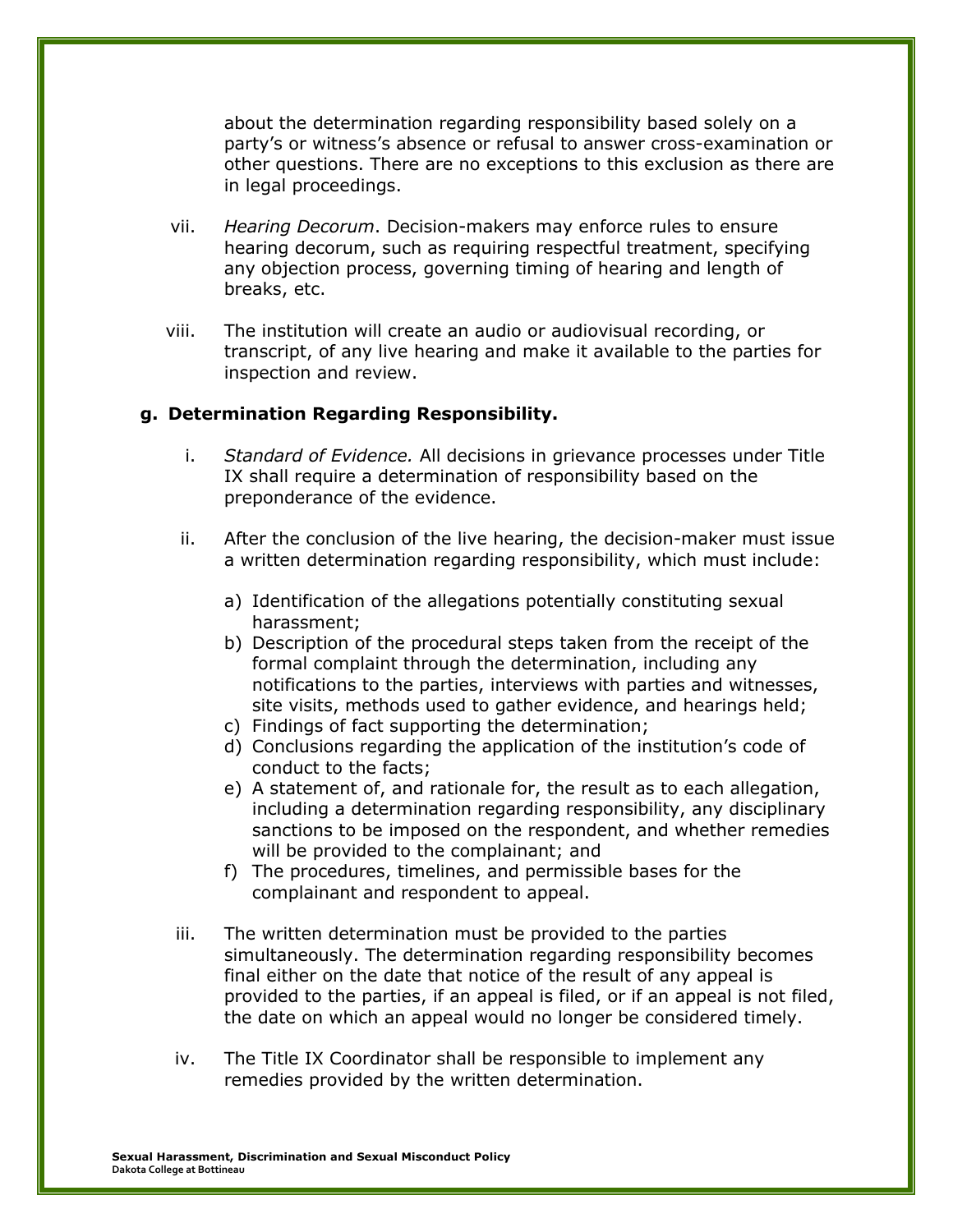about the determination regarding responsibility based solely on a party's or witness's absence or refusal to answer cross-examination or other questions. There are no exceptions to this exclusion as there are in legal proceedings.

vii. *Hearing Decorum*. Decision-makers may enforce rules to ensure hearing decorum, such as requiring respectful treatment, specifying any objection process, governing timing of hearing and length of breaks, etc.

viii. The institution will create an audio or audiovisual recording, or transcript, of any live hearing and make it available to the parties for inspection and review.

**g. Determination Regarding Responsibility.**

i. *Standard of Evidence.* All decisions in grievance processes under Title IX shall require a determination of responsibility based on the preponderance of the evidence.

ii. After the conclusion of the live hearing, the decision-maker must issue a written determination regarding responsibility, which must include:

a) Identification of the allegations potentially constituting sexual harassment;
b) Description of the procedural steps taken from the receipt of the formal complaint through the determination, including any notifications to the parties, interviews with parties and witnesses, site visits, methods used to gather evidence, and hearings held;
c) Findings of fact supporting the determination;
d) Conclusions regarding the application of the institution's code of conduct to the facts;
e) A statement of, and rationale for, the result as to each allegation, including a determination regarding responsibility, any disciplinary sanctions to be imposed on the respondent, and whether remedies will be provided to the complainant; and
f) The procedures, timelines, and permissible bases for the complainant and respondent to appeal.

iii. The written determination must be provided to the parties simultaneously. The determination regarding responsibility becomes final either on the date that notice of the result of any appeal is provided to the parties, if an appeal is filed, or if an appeal is not filed, the date on which an appeal would no longer be considered timely.

iv. The Title IX Coordinator shall be responsible to implement any remedies provided by the written determination.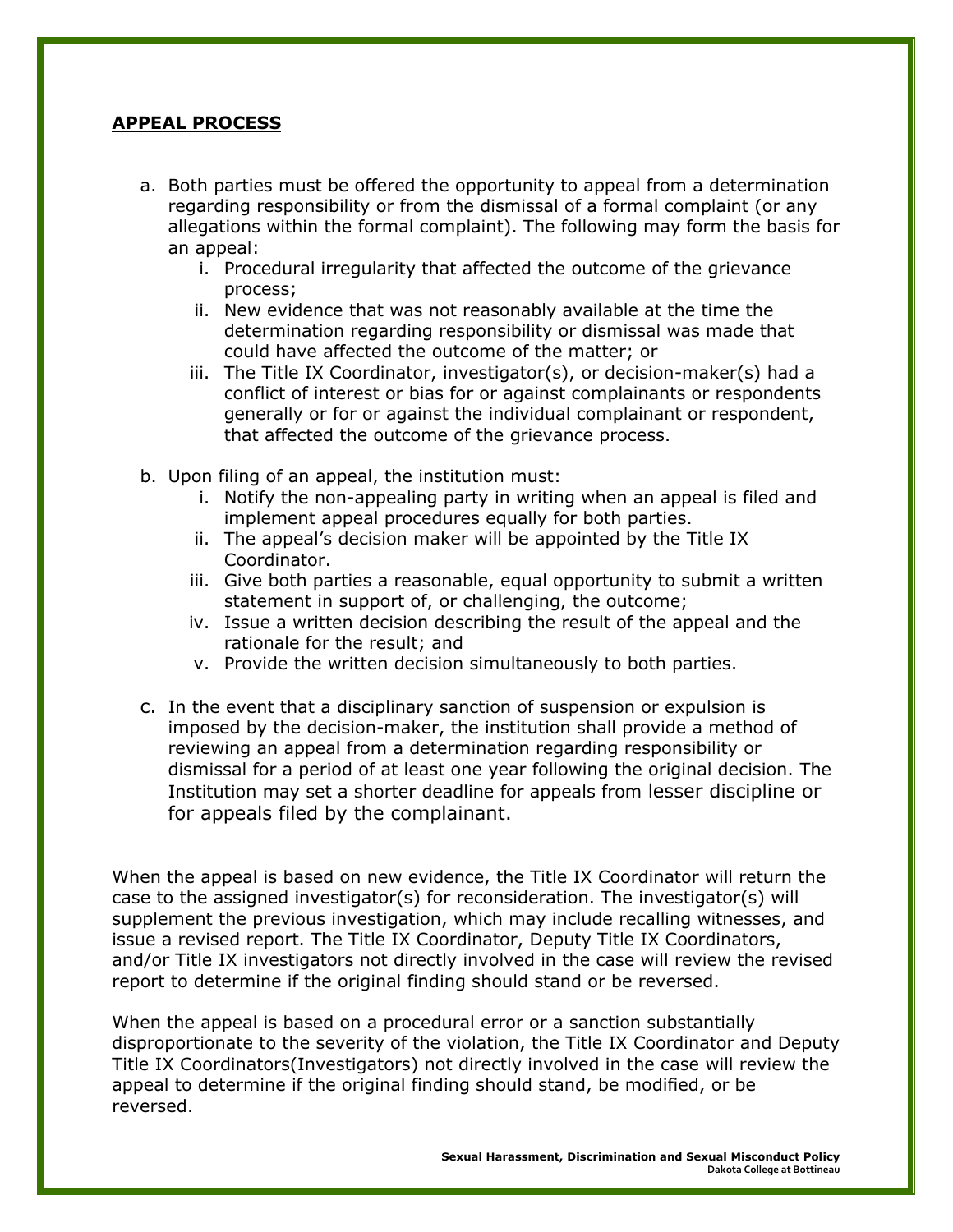## **APPEAL PROCESS**

a. Both parties must be offered the opportunity to appeal from a determination regarding responsibility or from the dismissal of a formal complaint (or any allegations within the formal complaint). The following may form the basis for an appeal:
   i. Procedural irregularity that affected the outcome of the grievance process;
   ii. New evidence that was not reasonably available at the time the determination regarding responsibility or dismissal was made that could have affected the outcome of the matter; or
   iii. The Title IX Coordinator, investigator(s), or decision-maker(s) had a conflict of interest or bias for or against complainants or respondents generally or for or against the individual complainant or respondent, that affected the outcome of the grievance process.

b. Upon filing of an appeal, the institution must:
   i. Notify the non-appealing party in writing when an appeal is filed and implement appeal procedures equally for both parties.
   ii. The appeal's decision maker will be appointed by the Title IX Coordinator.
   iii. Give both parties a reasonable, equal opportunity to submit a written statement in support of, or challenging, the outcome;
   iv. Issue a written decision describing the result of the appeal and the rationale for the result; and
   v. Provide the written decision simultaneously to both parties.

c. In the event that a disciplinary sanction of suspension or expulsion is imposed by the decision-maker, the institution shall provide a method of reviewing an appeal from a determination regarding responsibility or dismissal for a period of at least one year following the original decision. The Institution may set a shorter deadline for appeals from lesser discipline or for appeals filed by the complainant.

When the appeal is based on new evidence, the Title IX Coordinator will return the case to the assigned investigator(s) for reconsideration. The investigator(s) will supplement the previous investigation, which may include recalling witnesses, and issue a revised report. The Title IX Coordinator, Deputy Title IX Coordinators, and/or Title IX investigators not directly involved in the case will review the revised report to determine if the original finding should stand or be reversed.

When the appeal is based on a procedural error or a sanction substantially disproportionate to the severity of the violation, the Title IX Coordinator and Deputy Title IX Coordinators(Investigators) not directly involved in the case will review the appeal to determine if the original finding should stand, be modified, or be reversed.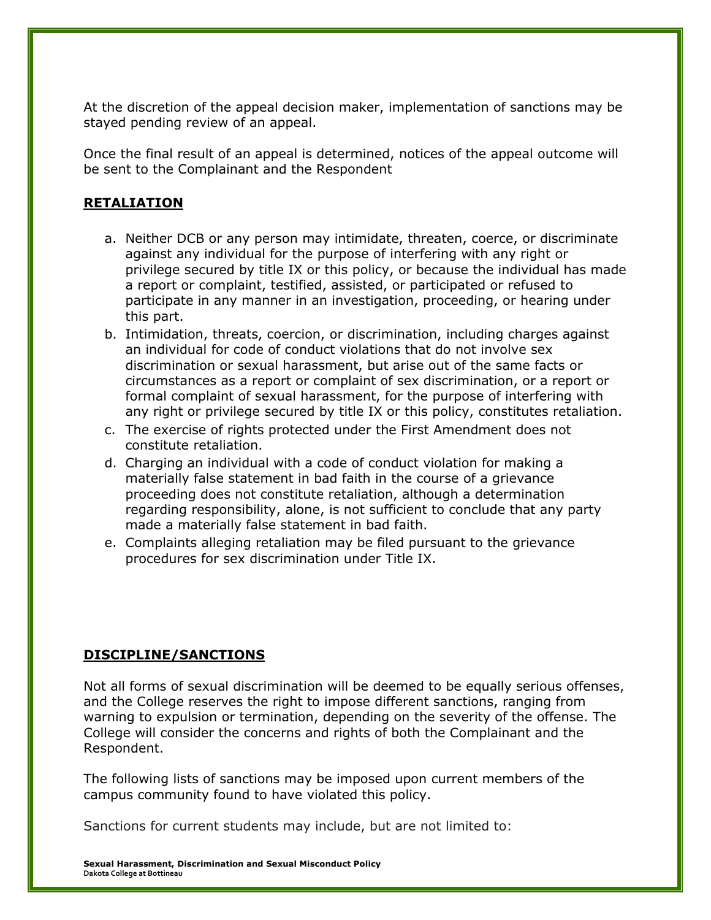At the discretion of the appeal decision maker, implementation of sanctions may be stayed pending review of an appeal.

Once the final result of an appeal is determined, notices of the appeal outcome will be sent to the Complainant and the Respondent

## RETALIATION

a. Neither DCB or any person may intimidate, threaten, coerce, or discriminate against any individual for the purpose of interfering with any right or privilege secured by title IX or this policy, or because the individual has made a report or complaint, testified, assisted, or participated or refused to participate in any manner in an investigation, proceeding, or hearing under this part.
b. Intimidation, threats, coercion, or discrimination, including charges against an individual for code of conduct violations that do not involve sex discrimination or sexual harassment, but arise out of the same facts or circumstances as a report or complaint of sex discrimination, or a report or formal complaint of sexual harassment, for the purpose of interfering with any right or privilege secured by title IX or this policy, constitutes retaliation.
c. The exercise of rights protected under the First Amendment does not constitute retaliation.
d. Charging an individual with a code of conduct violation for making a materially false statement in bad faith in the course of a grievance proceeding does not constitute retaliation, although a determination regarding responsibility, alone, is not sufficient to conclude that any party made a materially false statement in bad faith.
e. Complaints alleging retaliation may be filed pursuant to the grievance procedures for sex discrimination under Title IX.

## DISCIPLINE/SANCTIONS

Not all forms of sexual discrimination will be deemed to be equally serious offenses, and the College reserves the right to impose different sanctions, ranging from warning to expulsion or termination, depending on the severity of the offense. The College will consider the concerns and rights of both the Complainant and the Respondent.

The following lists of sanctions may be imposed upon current members of the campus community found to have violated this policy.

Sanctions for current students may include, but are not limited to: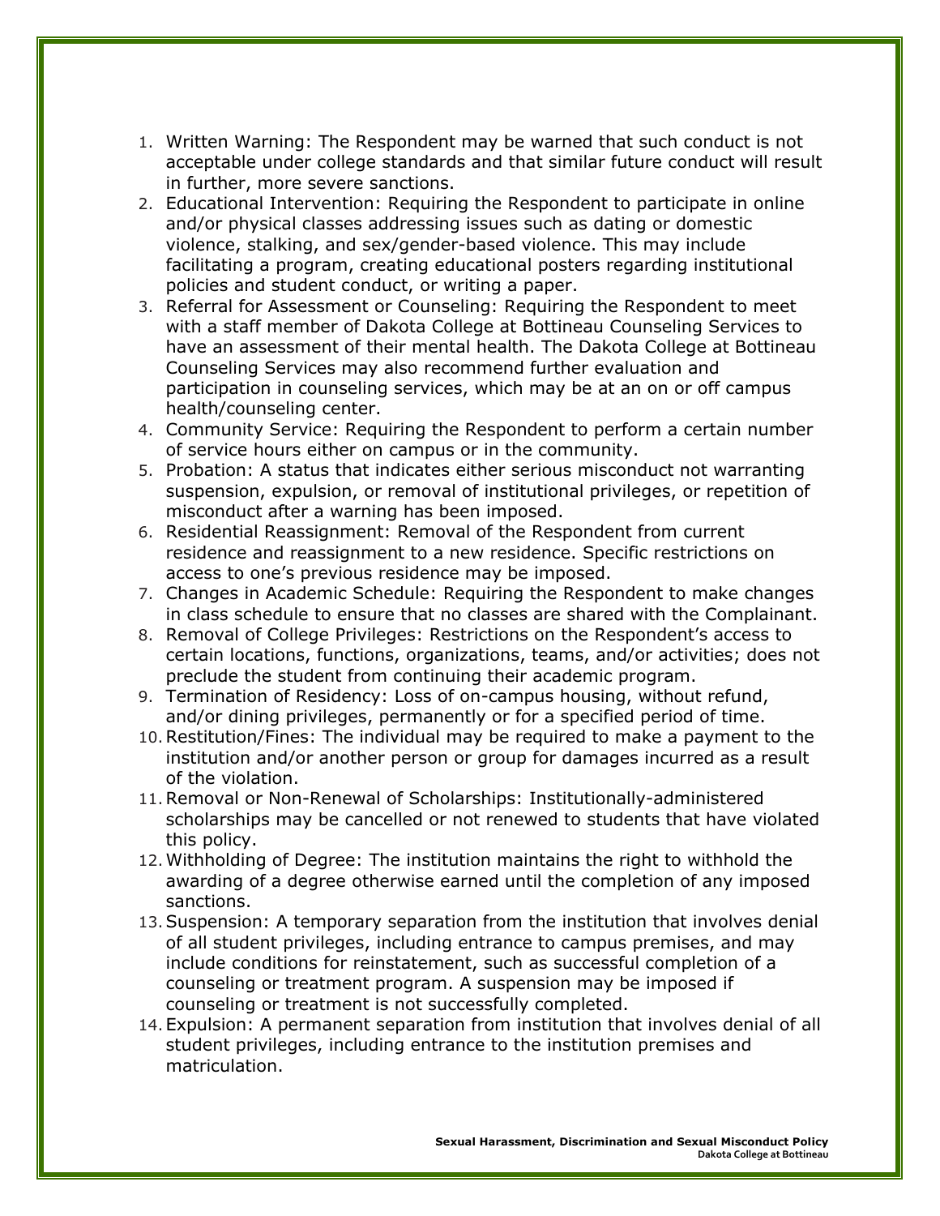1. Written Warning: The Respondent may be warned that such conduct is not acceptable under college standards and that similar future conduct will result in further, more severe sanctions.
2. Educational Intervention: Requiring the Respondent to participate in online and/or physical classes addressing issues such as dating or domestic violence, stalking, and sex/gender-based violence. This may include facilitating a program, creating educational posters regarding institutional policies and student conduct, or writing a paper.
3. Referral for Assessment or Counseling: Requiring the Respondent to meet with a staff member of Dakota College at Bottineau Counseling Services to have an assessment of their mental health. The Dakota College at Bottineau Counseling Services may also recommend further evaluation and participation in counseling services, which may be at an on or off campus health/counseling center.
4. Community Service: Requiring the Respondent to perform a certain number of service hours either on campus or in the community.
5. Probation: A status that indicates either serious misconduct not warranting suspension, expulsion, or removal of institutional privileges, or repetition of misconduct after a warning has been imposed.
6. Residential Reassignment: Removal of the Respondent from current residence and reassignment to a new residence. Specific restrictions on access to one's previous residence may be imposed.
7. Changes in Academic Schedule: Requiring the Respondent to make changes in class schedule to ensure that no classes are shared with the Complainant.
8. Removal of College Privileges: Restrictions on the Respondent's access to certain locations, functions, organizations, teams, and/or activities; does not preclude the student from continuing their academic program.
9. Termination of Residency: Loss of on-campus housing, without refund, and/or dining privileges, permanently or for a specified period of time.
10. Restitution/Fines: The individual may be required to make a payment to the institution and/or another person or group for damages incurred as a result of the violation.
11. Removal or Non-Renewal of Scholarships: Institutionally-administered scholarships may be cancelled or not renewed to students that have violated this policy.
12. Withholding of Degree: The institution maintains the right to withhold the awarding of a degree otherwise earned until the completion of any imposed sanctions.
13. Suspension: A temporary separation from the institution that involves denial of all student privileges, including entrance to campus premises, and may include conditions for reinstatement, such as successful completion of a counseling or treatment program. A suspension may be imposed if counseling or treatment is not successfully completed.
14. Expulsion: A permanent separation from institution that involves denial of all student privileges, including entrance to the institution premises and matriculation.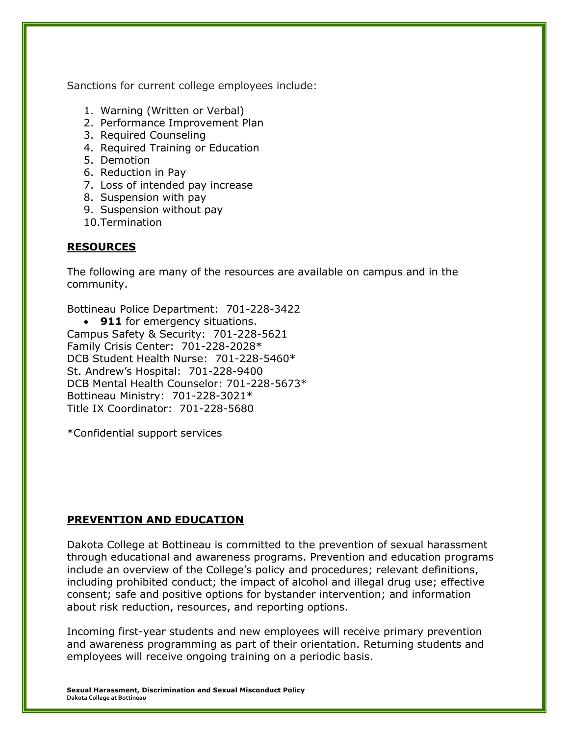Sanctions for current college employees include:

1. Warning (Written or Verbal)
2. Performance Improvement Plan
3. Required Counseling
4. Required Training or Education
5. Demotion
6. Reduction in Pay
7. Loss of intended pay increase
8. Suspension with pay
9. Suspension without pay
10. Termination

## RESOURCES

The following are many of the resources are available on campus and in the community.

Bottineau Police Department: 701-228-3422

- **911** for emergency situations.

Campus Safety & Security: 701-228-5621
Family Crisis Center: 701-228-2028*
DCB Student Health Nurse: 701-228-5460*
St. Andrew's Hospital: 701-228-9400
DCB Mental Health Counselor: 701-228-5673*
Bottineau Ministry: 701-228-3021*
Title IX Coordinator: 701-228-5680

*Confidential support services

## PREVENTION AND EDUCATION

Dakota College at Bottineau is committed to the prevention of sexual harassment through educational and awareness programs. Prevention and education programs include an overview of the College's policy and procedures; relevant definitions, including prohibited conduct; the impact of alcohol and illegal drug use; effective consent; safe and positive options for bystander intervention; and information about risk reduction, resources, and reporting options.

Incoming first-year students and new employees will receive primary prevention and awareness programming as part of their orientation. Returning students and employees will receive ongoing training on a periodic basis.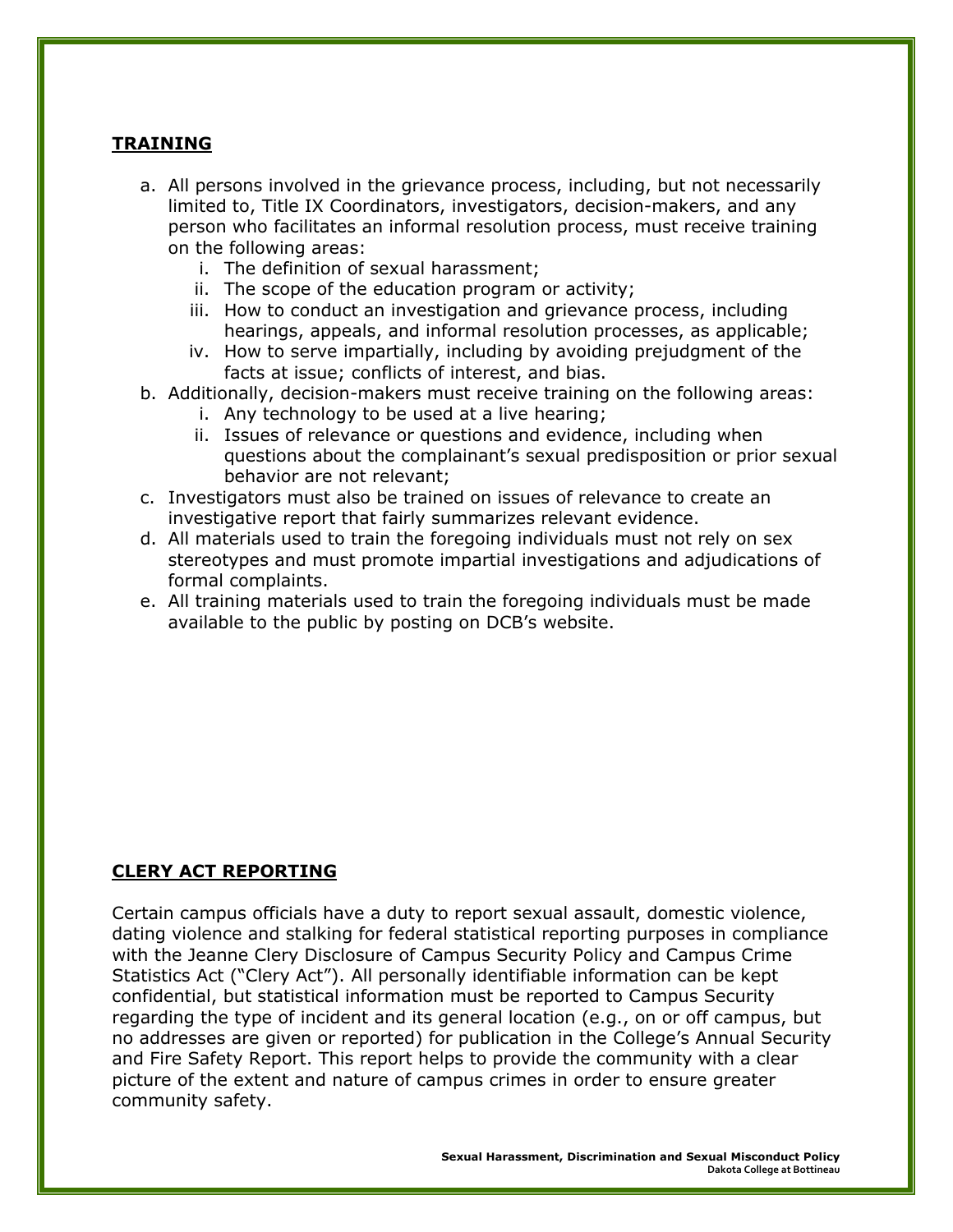## TRAINING

a. All persons involved in the grievance process, including, but not necessarily limited to, Title IX Coordinators, investigators, decision-makers, and any person who facilitates an informal resolution process, must receive training on the following areas:
    i. The definition of sexual harassment;
    ii. The scope of the education program or activity;
    iii. How to conduct an investigation and grievance process, including hearings, appeals, and informal resolution processes, as applicable;
    iv. How to serve impartially, including by avoiding prejudgment of the facts at issue; conflicts of interest, and bias.
b. Additionally, decision-makers must receive training on the following areas:
    i. Any technology to be used at a live hearing;
    ii. Issues of relevance or questions and evidence, including when questions about the complainant's sexual predisposition or prior sexual behavior are not relevant;
c. Investigators must also be trained on issues of relevance to create an investigative report that fairly summarizes relevant evidence.
d. All materials used to train the foregoing individuals must not rely on sex stereotypes and must promote impartial investigations and adjudications of formal complaints.
e. All training materials used to train the foregoing individuals must be made available to the public by posting on DCB's website.

## CLERY ACT REPORTING

Certain campus officials have a duty to report sexual assault, domestic violence, dating violence and stalking for federal statistical reporting purposes in compliance with the Jeanne Clery Disclosure of Campus Security Policy and Campus Crime Statistics Act ("Clery Act"). All personally identifiable information can be kept confidential, but statistical information must be reported to Campus Security regarding the type of incident and its general location (e.g., on or off campus, but no addresses are given or reported) for publication in the College's Annual Security and Fire Safety Report. This report helps to provide the community with a clear picture of the extent and nature of campus crimes in order to ensure greater community safety.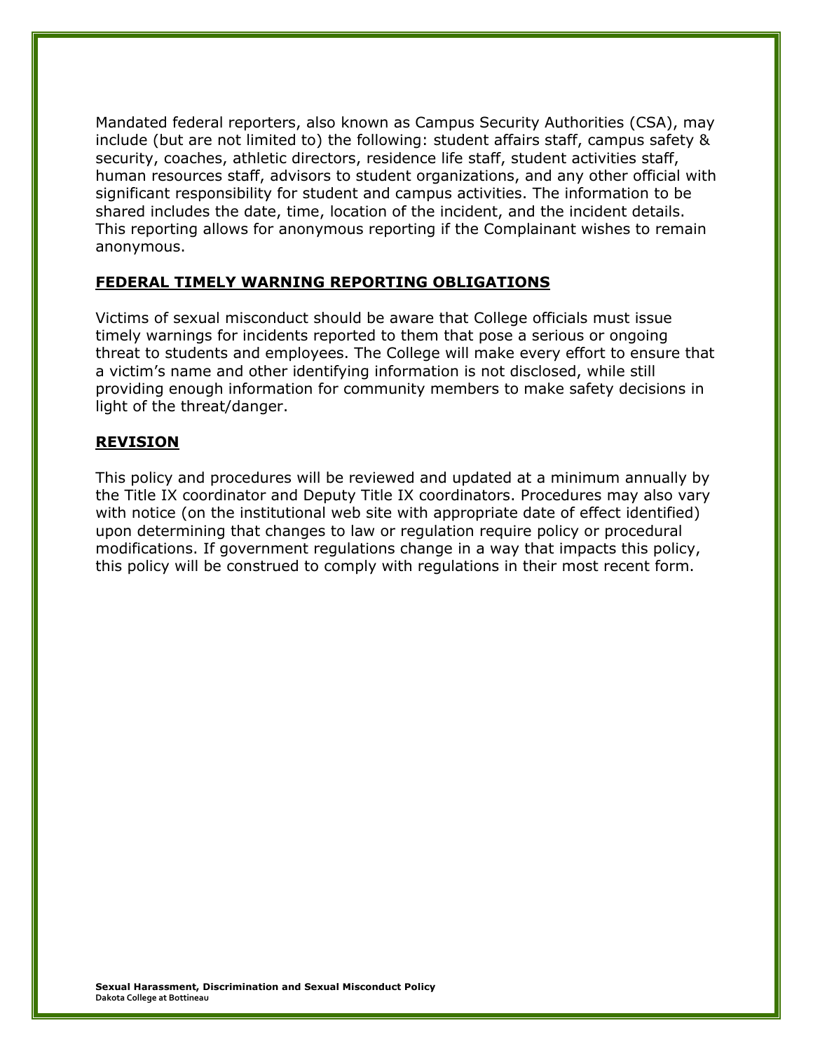Mandated federal reporters, also known as Campus Security Authorities (CSA), may include (but are not limited to) the following: student affairs staff, campus safety & security, coaches, athletic directors, residence life staff, student activities staff, human resources staff, advisors to student organizations, and any other official with significant responsibility for student and campus activities. The information to be shared includes the date, time, location of the incident, and the incident details. This reporting allows for anonymous reporting if the Complainant wishes to remain anonymous.

## FEDERAL TIMELY WARNING REPORTING OBLIGATIONS

Victims of sexual misconduct should be aware that College officials must issue timely warnings for incidents reported to them that pose a serious or ongoing threat to students and employees. The College will make every effort to ensure that a victim's name and other identifying information is not disclosed, while still providing enough information for community members to make safety decisions in light of the threat/danger.

## REVISION

This policy and procedures will be reviewed and updated at a minimum annually by the Title IX coordinator and Deputy Title IX coordinators. Procedures may also vary with notice (on the institutional web site with appropriate date of effect identified) upon determining that changes to law or regulation require policy or procedural modifications. If government regulations change in a way that impacts this policy, this policy will be construed to comply with regulations in their most recent form.